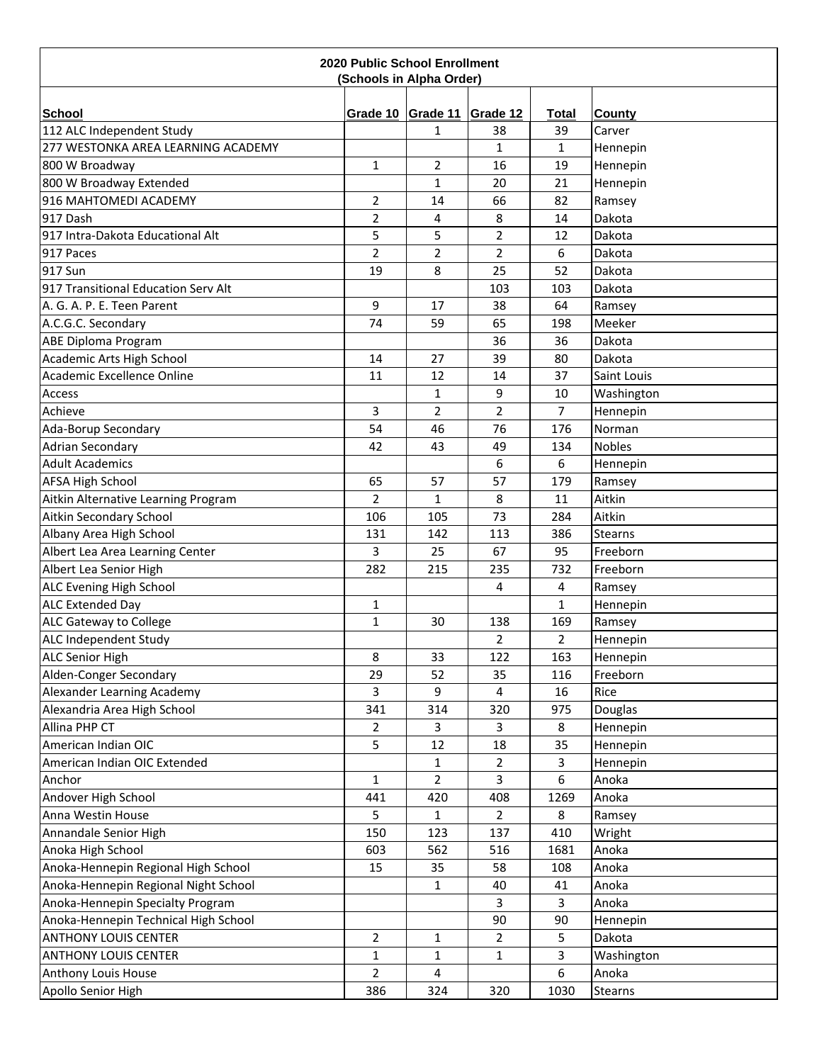**2020 Public School Enrollment**
**(Schools in Alpha Order)**

| School | Grade 10 | Grade 11 | Grade 12 | Total | County |
|---|---|---|---|---|---|
| 112 ALC Independent Study | | 1 | 38 | 39 | Carver |
| 277 WESTONKA AREA LEARNING ACADEMY | | | 1 | 1 | Hennepin |
| 800 W Broadway | 1 | 2 | 16 | 19 | Hennepin |
| 800 W Broadway Extended | | 1 | 20 | 21 | Hennepin |
| 916 MAHTOMEDI ACADEMY | 2 | 14 | 66 | 82 | Ramsey |
| 917 Dash | 2 | 4 | 8 | 14 | Dakota |
| 917 Intra-Dakota Educational Alt | 5 | 5 | 2 | 12 | Dakota |
| 917 Paces | 2 | 2 | 2 | 6 | Dakota |
| 917 Sun | 19 | 8 | 25 | 52 | Dakota |
| 917 Transitional Education Serv Alt | | | 103 | 103 | Dakota |
| A. G. A. P. E. Teen Parent | 9 | 17 | 38 | 64 | Ramsey |
| A.C.G.C. Secondary | 74 | 59 | 65 | 198 | Meeker |
| ABE Diploma Program | | | 36 | 36 | Dakota |
| Academic Arts High School | 14 | 27 | 39 | 80 | Dakota |
| Academic Excellence Online | 11 | 12 | 14 | 37 | Saint Louis |
| Access | | 1 | 9 | 10 | Washington |
| Achieve | 3 | 2 | 2 | 7 | Hennepin |
| Ada-Borup Secondary | 54 | 46 | 76 | 176 | Norman |
| Adrian Secondary | 42 | 43 | 49 | 134 | Nobles |
| Adult Academics | | | 6 | 6 | Hennepin |
| AFSA High School | 65 | 57 | 57 | 179 | Ramsey |
| Aitkin Alternative Learning Program | 2 | 1 | 8 | 11 | Aitkin |
| Aitkin Secondary School | 106 | 105 | 73 | 284 | Aitkin |
| Albany Area High School | 131 | 142 | 113 | 386 | Stearns |
| Albert Lea Area Learning Center | 3 | 25 | 67 | 95 | Freeborn |
| Albert Lea Senior High | 282 | 215 | 235 | 732 | Freeborn |
| ALC Evening High School | | | 4 | 4 | Ramsey |
| ALC Extended Day | 1 | | | 1 | Hennepin |
| ALC Gateway to College | 1 | 30 | 138 | 169 | Ramsey |
| ALC Independent Study | | | 2 | 2 | Hennepin |
| ALC Senior High | 8 | 33 | 122 | 163 | Hennepin |
| Alden-Conger Secondary | 29 | 52 | 35 | 116 | Freeborn |
| Alexander Learning Academy | 3 | 9 | 4 | 16 | Rice |
| Alexandria Area High School | 341 | 314 | 320 | 975 | Douglas |
| Allina PHP CT | 2 | 3 | 3 | 8 | Hennepin |
| American Indian OIC | 5 | 12 | 18 | 35 | Hennepin |
| American Indian OIC Extended | | 1 | 2 | 3 | Hennepin |
| Anchor | 1 | 2 | 3 | 6 | Anoka |
| Andover High School | 441 | 420 | 408 | 1269 | Anoka |
| Anna Westin House | 5 | 1 | 2 | 8 | Ramsey |
| Annandale Senior High | 150 | 123 | 137 | 410 | Wright |
| Anoka High School | 603 | 562 | 516 | 1681 | Anoka |
| Anoka-Hennepin Regional High School | 15 | 35 | 58 | 108 | Anoka |
| Anoka-Hennepin Regional Night School | | 1 | 40 | 41 | Anoka |
| Anoka-Hennepin Specialty Program | | | 3 | 3 | Anoka |
| Anoka-Hennepin Technical High School | | | 90 | 90 | Hennepin |
| ANTHONY LOUIS CENTER | 2 | 1 | 2 | 5 | Dakota |
| ANTHONY LOUIS CENTER | 1 | 1 | 1 | 3 | Washington |
| Anthony Louis House | 2 | 4 | | 6 | Anoka |
| Apollo Senior High | 386 | 324 | 320 | 1030 | Stearns |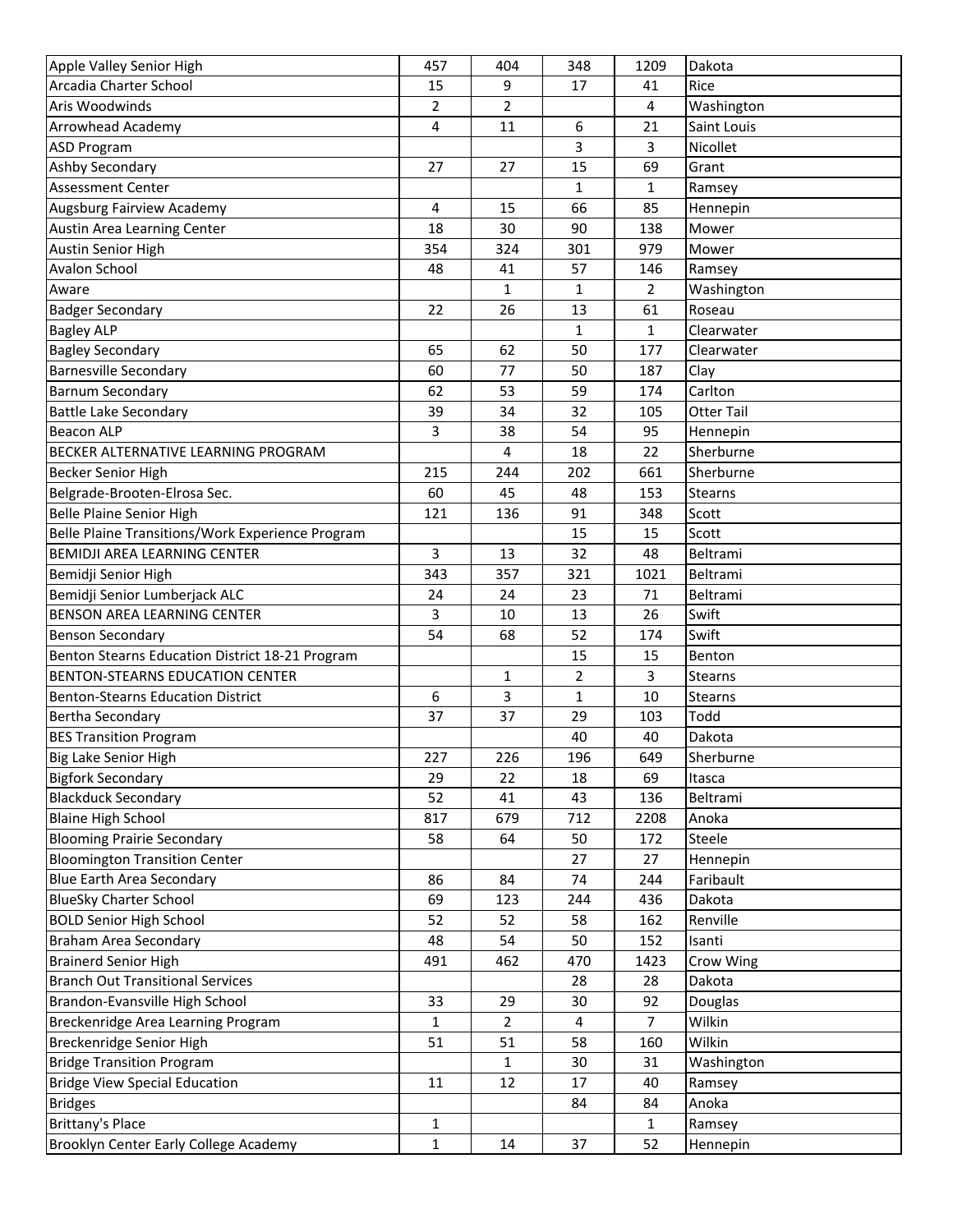| | | | | | |
|---|---|---|---|---|---|
| Apple Valley Senior High | 457 | 404 | 348 | 1209 | Dakota |
| Arcadia Charter School | 15 | 9 | 17 | 41 | Rice |
| Aris Woodwinds | 2 | 2 | | 4 | Washington |
| Arrowhead Academy | 4 | 11 | 6 | 21 | Saint Louis |
| ASD Program | | | 3 | 3 | Nicollet |
| Ashby Secondary | 27 | 27 | 15 | 69 | Grant |
| Assessment Center | | | 1 | 1 | Ramsey |
| Augsburg Fairview Academy | 4 | 15 | 66 | 85 | Hennepin |
| Austin Area Learning Center | 18 | 30 | 90 | 138 | Mower |
| Austin Senior High | 354 | 324 | 301 | 979 | Mower |
| Avalon School | 48 | 41 | 57 | 146 | Ramsey |
| Aware | | 1 | 1 | 2 | Washington |
| Badger Secondary | 22 | 26 | 13 | 61 | Roseau |
| Bagley ALP | | | 1 | 1 | Clearwater |
| Bagley Secondary | 65 | 62 | 50 | 177 | Clearwater |
| Barnesville Secondary | 60 | 77 | 50 | 187 | Clay |
| Barnum Secondary | 62 | 53 | 59 | 174 | Carlton |
| Battle Lake Secondary | 39 | 34 | 32 | 105 | Otter Tail |
| Beacon ALP | 3 | 38 | 54 | 95 | Hennepin |
| BECKER ALTERNATIVE LEARNING PROGRAM | | 4 | 18 | 22 | Sherburne |
| Becker Senior High | 215 | 244 | 202 | 661 | Sherburne |
| Belgrade-Brooten-Elrosa Sec. | 60 | 45 | 48 | 153 | Stearns |
| Belle Plaine Senior High | 121 | 136 | 91 | 348 | Scott |
| Belle Plaine Transitions/Work Experience Program | | | 15 | 15 | Scott |
| BEMIDJI AREA LEARNING CENTER | 3 | 13 | 32 | 48 | Beltrami |
| Bemidji Senior High | 343 | 357 | 321 | 1021 | Beltrami |
| Bemidji Senior Lumberjack ALC | 24 | 24 | 23 | 71 | Beltrami |
| BENSON AREA LEARNING CENTER | 3 | 10 | 13 | 26 | Swift |
| Benson Secondary | 54 | 68 | 52 | 174 | Swift |
| Benton Stearns Education District 18-21 Program | | | 15 | 15 | Benton |
| BENTON-STEARNS EDUCATION CENTER | | 1 | 2 | 3 | Stearns |
| Benton-Stearns Education District | 6 | 3 | 1 | 10 | Stearns |
| Bertha Secondary | 37 | 37 | 29 | 103 | Todd |
| BES Transition Program | | | 40 | 40 | Dakota |
| Big Lake Senior High | 227 | 226 | 196 | 649 | Sherburne |
| Bigfork Secondary | 29 | 22 | 18 | 69 | Itasca |
| Blackduck Secondary | 52 | 41 | 43 | 136 | Beltrami |
| Blaine High School | 817 | 679 | 712 | 2208 | Anoka |
| Blooming Prairie Secondary | 58 | 64 | 50 | 172 | Steele |
| Bloomington Transition Center | | | 27 | 27 | Hennepin |
| Blue Earth Area Secondary | 86 | 84 | 74 | 244 | Faribault |
| BlueSky Charter School | 69 | 123 | 244 | 436 | Dakota |
| BOLD Senior High School | 52 | 52 | 58 | 162 | Renville |
| Braham Area Secondary | 48 | 54 | 50 | 152 | Isanti |
| Brainerd Senior High | 491 | 462 | 470 | 1423 | Crow Wing |
| Branch Out Transitional Services | | | 28 | 28 | Dakota |
| Brandon-Evansville High School | 33 | 29 | 30 | 92 | Douglas |
| Breckenridge Area Learning Program | 1 | 2 | 4 | 7 | Wilkin |
| Breckenridge Senior High | 51 | 51 | 58 | 160 | Wilkin |
| Bridge Transition Program | | 1 | 30 | 31 | Washington |
| Bridge View Special Education | 11 | 12 | 17 | 40 | Ramsey |
| Bridges | | | 84 | 84 | Anoka |
| Brittany's Place | 1 | | | 1 | Ramsey |
| Brooklyn Center Early College Academy | 1 | 14 | 37 | 52 | Hennepin |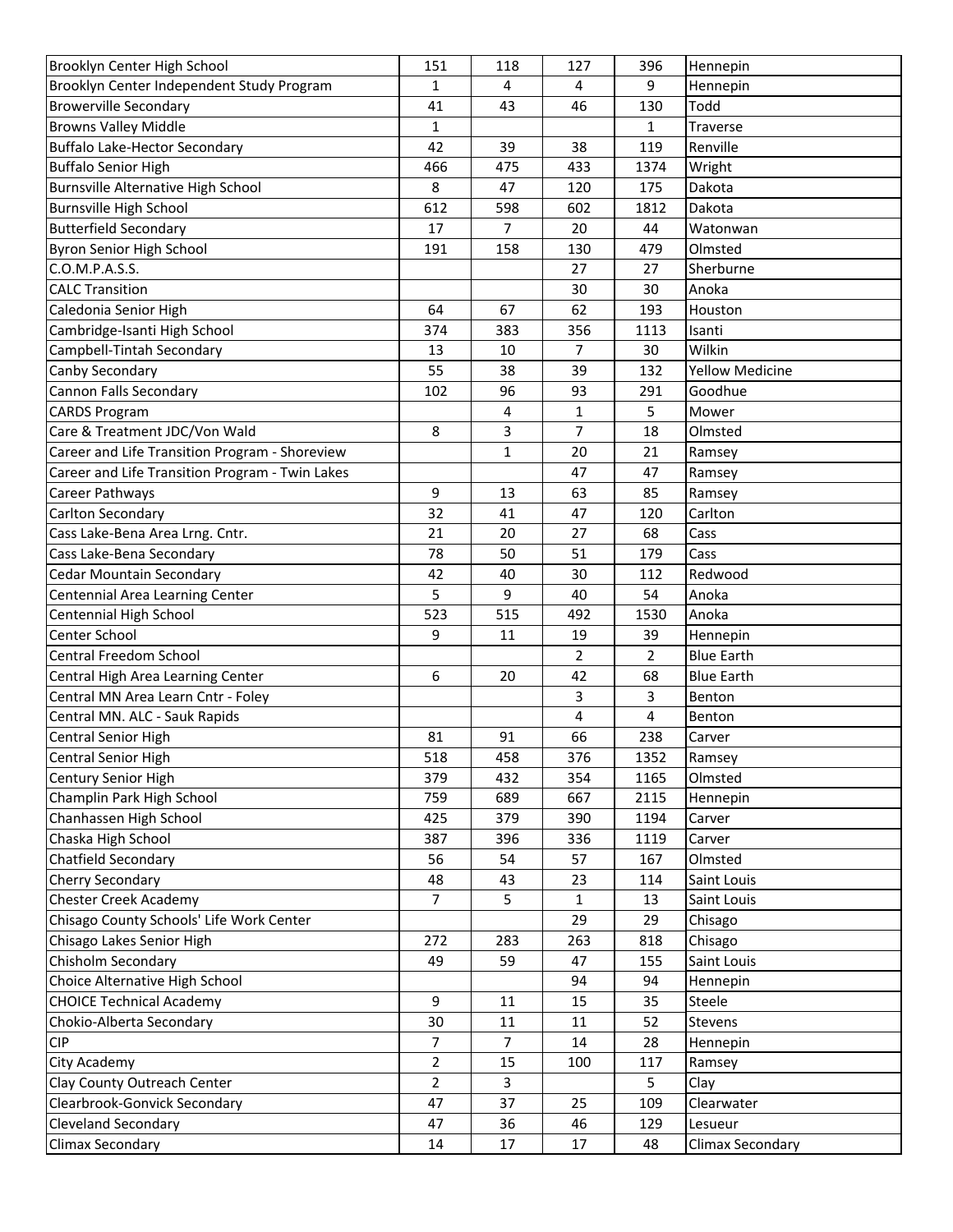| | | | | | |
|---|---|---|---|---|---|
| Brooklyn Center High School | 151 | 118 | 127 | 396 | Hennepin |
| Brooklyn Center Independent Study Program | 1 | 4 | 4 | 9 | Hennepin |
| Browerville Secondary | 41 | 43 | 46 | 130 | Todd |
| Browns Valley Middle | 1 | | | 1 | Traverse |
| Buffalo Lake-Hector Secondary | 42 | 39 | 38 | 119 | Renville |
| Buffalo Senior High | 466 | 475 | 433 | 1374 | Wright |
| Burnsville Alternative High School | 8 | 47 | 120 | 175 | Dakota |
| Burnsville High School | 612 | 598 | 602 | 1812 | Dakota |
| Butterfield Secondary | 17 | 7 | 20 | 44 | Watonwan |
| Byron Senior High School | 191 | 158 | 130 | 479 | Olmsted |
| C.O.M.P.A.S.S. | | | 27 | 27 | Sherburne |
| CALC Transition | | | 30 | 30 | Anoka |
| Caledonia Senior High | 64 | 67 | 62 | 193 | Houston |
| Cambridge-Isanti High School | 374 | 383 | 356 | 1113 | Isanti |
| Campbell-Tintah Secondary | 13 | 10 | 7 | 30 | Wilkin |
| Canby Secondary | 55 | 38 | 39 | 132 | Yellow Medicine |
| Cannon Falls Secondary | 102 | 96 | 93 | 291 | Goodhue |
| CARDS Program | | 4 | 1 | 5 | Mower |
| Care & Treatment JDC/Von Wald | 8 | 3 | 7 | 18 | Olmsted |
| Career and Life Transition Program - Shoreview | | 1 | 20 | 21 | Ramsey |
| Career and Life Transition Program - Twin Lakes | | | 47 | 47 | Ramsey |
| Career Pathways | 9 | 13 | 63 | 85 | Ramsey |
| Carlton Secondary | 32 | 41 | 47 | 120 | Carlton |
| Cass Lake-Bena Area Lrng. Cntr. | 21 | 20 | 27 | 68 | Cass |
| Cass Lake-Bena Secondary | 78 | 50 | 51 | 179 | Cass |
| Cedar Mountain Secondary | 42 | 40 | 30 | 112 | Redwood |
| Centennial Area Learning Center | 5 | 9 | 40 | 54 | Anoka |
| Centennial High School | 523 | 515 | 492 | 1530 | Anoka |
| Center School | 9 | 11 | 19 | 39 | Hennepin |
| Central Freedom School | | | 2 | 2 | Blue Earth |
| Central High Area Learning Center | 6 | 20 | 42 | 68 | Blue Earth |
| Central MN Area Learn Cntr - Foley | | | 3 | 3 | Benton |
| Central MN. ALC - Sauk Rapids | | | 4 | 4 | Benton |
| Central Senior High | 81 | 91 | 66 | 238 | Carver |
| Central Senior High | 518 | 458 | 376 | 1352 | Ramsey |
| Century Senior High | 379 | 432 | 354 | 1165 | Olmsted |
| Champlin Park High School | 759 | 689 | 667 | 2115 | Hennepin |
| Chanhassen High School | 425 | 379 | 390 | 1194 | Carver |
| Chaska High School | 387 | 396 | 336 | 1119 | Carver |
| Chatfield Secondary | 56 | 54 | 57 | 167 | Olmsted |
| Cherry Secondary | 48 | 43 | 23 | 114 | Saint Louis |
| Chester Creek Academy | 7 | 5 | 1 | 13 | Saint Louis |
| Chisago County Schools' Life Work Center | | | 29 | 29 | Chisago |
| Chisago Lakes Senior High | 272 | 283 | 263 | 818 | Chisago |
| Chisholm Secondary | 49 | 59 | 47 | 155 | Saint Louis |
| Choice Alternative High School | | | 94 | 94 | Hennepin |
| CHOICE Technical Academy | 9 | 11 | 15 | 35 | Steele |
| Chokio-Alberta Secondary | 30 | 11 | 11 | 52 | Stevens |
| CIP | 7 | 7 | 14 | 28 | Hennepin |
| City Academy | 2 | 15 | 100 | 117 | Ramsey |
| Clay County Outreach Center | 2 | 3 | | 5 | Clay |
| Clearbrook-Gonvick Secondary | 47 | 37 | 25 | 109 | Clearwater |
| Cleveland Secondary | 47 | 36 | 46 | 129 | Lesueur |
| Climax Secondary | 14 | 17 | 17 | 48 | Climax Secondary |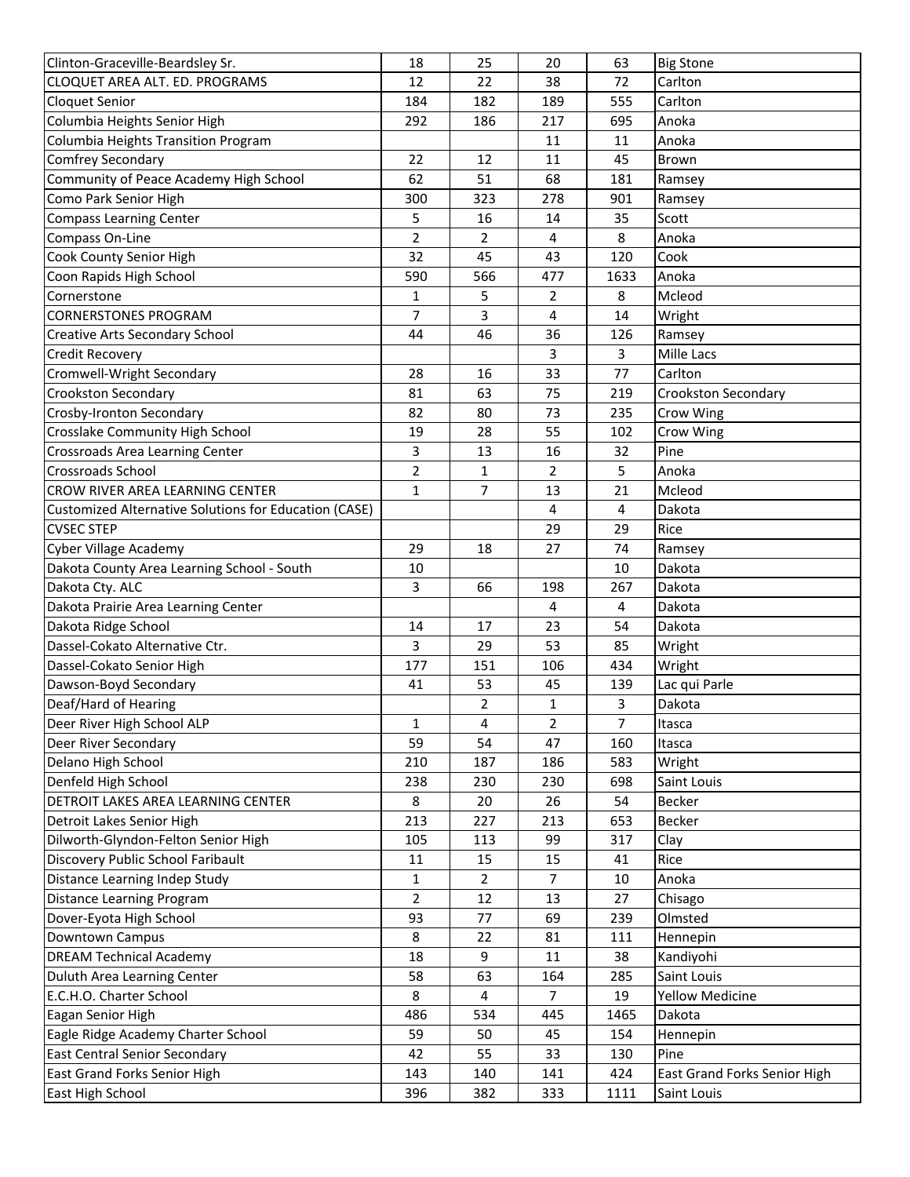| | | | | | |
|---|---|---|---|---|---|
| Clinton-Graceville-Beardsley Sr. | 18 | 25 | 20 | 63 | Big Stone |
| CLOQUET AREA ALT. ED. PROGRAMS | 12 | 22 | 38 | 72 | Carlton |
| Cloquet Senior | 184 | 182 | 189 | 555 | Carlton |
| Columbia Heights Senior High | 292 | 186 | 217 | 695 | Anoka |
| Columbia Heights Transition Program | | | 11 | 11 | Anoka |
| Comfrey Secondary | 22 | 12 | 11 | 45 | Brown |
| Community of Peace Academy High School | 62 | 51 | 68 | 181 | Ramsey |
| Como Park Senior High | 300 | 323 | 278 | 901 | Ramsey |
| Compass Learning Center | 5 | 16 | 14 | 35 | Scott |
| Compass On-Line | 2 | 2 | 4 | 8 | Anoka |
| Cook County Senior High | 32 | 45 | 43 | 120 | Cook |
| Coon Rapids High School | 590 | 566 | 477 | 1633 | Anoka |
| Cornerstone | 1 | 5 | 2 | 8 | Mcleod |
| CORNERSTONES PROGRAM | 7 | 3 | 4 | 14 | Wright |
| Creative Arts Secondary School | 44 | 46 | 36 | 126 | Ramsey |
| Credit Recovery | | | 3 | 3 | Mille Lacs |
| Cromwell-Wright Secondary | 28 | 16 | 33 | 77 | Carlton |
| Crookston Secondary | 81 | 63 | 75 | 219 | Crookston Secondary |
| Crosby-Ironton Secondary | 82 | 80 | 73 | 235 | Crow Wing |
| Crosslake Community High School | 19 | 28 | 55 | 102 | Crow Wing |
| Crossroads Area Learning Center | 3 | 13 | 16 | 32 | Pine |
| Crossroads School | 2 | 1 | 2 | 5 | Anoka |
| CROW RIVER AREA LEARNING CENTER | 1 | 7 | 13 | 21 | Mcleod |
| Customized Alternative Solutions for Education (CASE) | | | 4 | 4 | Dakota |
| CVSEC STEP | | | 29 | 29 | Rice |
| Cyber Village Academy | 29 | 18 | 27 | 74 | Ramsey |
| Dakota County Area Learning School - South | 10 | | | 10 | Dakota |
| Dakota Cty. ALC | 3 | 66 | 198 | 267 | Dakota |
| Dakota Prairie Area Learning Center | | | 4 | 4 | Dakota |
| Dakota Ridge School | 14 | 17 | 23 | 54 | Dakota |
| Dassel-Cokato Alternative Ctr. | 3 | 29 | 53 | 85 | Wright |
| Dassel-Cokato Senior High | 177 | 151 | 106 | 434 | Wright |
| Dawson-Boyd Secondary | 41 | 53 | 45 | 139 | Lac qui Parle |
| Deaf/Hard of Hearing | | 2 | 1 | 3 | Dakota |
| Deer River High School ALP | 1 | 4 | 2 | 7 | Itasca |
| Deer River Secondary | 59 | 54 | 47 | 160 | Itasca |
| Delano High School | 210 | 187 | 186 | 583 | Wright |
| Denfeld High School | 238 | 230 | 230 | 698 | Saint Louis |
| DETROIT LAKES AREA LEARNING CENTER | 8 | 20 | 26 | 54 | Becker |
| Detroit Lakes Senior High | 213 | 227 | 213 | 653 | Becker |
| Dilworth-Glyndon-Felton Senior High | 105 | 113 | 99 | 317 | Clay |
| Discovery Public School Faribault | 11 | 15 | 15 | 41 | Rice |
| Distance Learning Indep Study | 1 | 2 | 7 | 10 | Anoka |
| Distance Learning Program | 2 | 12 | 13 | 27 | Chisago |
| Dover-Eyota High School | 93 | 77 | 69 | 239 | Olmsted |
| Downtown Campus | 8 | 22 | 81 | 111 | Hennepin |
| DREAM Technical Academy | 18 | 9 | 11 | 38 | Kandiyohi |
| Duluth Area Learning Center | 58 | 63 | 164 | 285 | Saint Louis |
| E.C.H.O. Charter School | 8 | 4 | 7 | 19 | Yellow Medicine |
| Eagan Senior High | 486 | 534 | 445 | 1465 | Dakota |
| Eagle Ridge Academy Charter School | 59 | 50 | 45 | 154 | Hennepin |
| East Central Senior Secondary | 42 | 55 | 33 | 130 | Pine |
| East Grand Forks Senior High | 143 | 140 | 141 | 424 | East Grand Forks Senior High |
| East High School | 396 | 382 | 333 | 1111 | Saint Louis |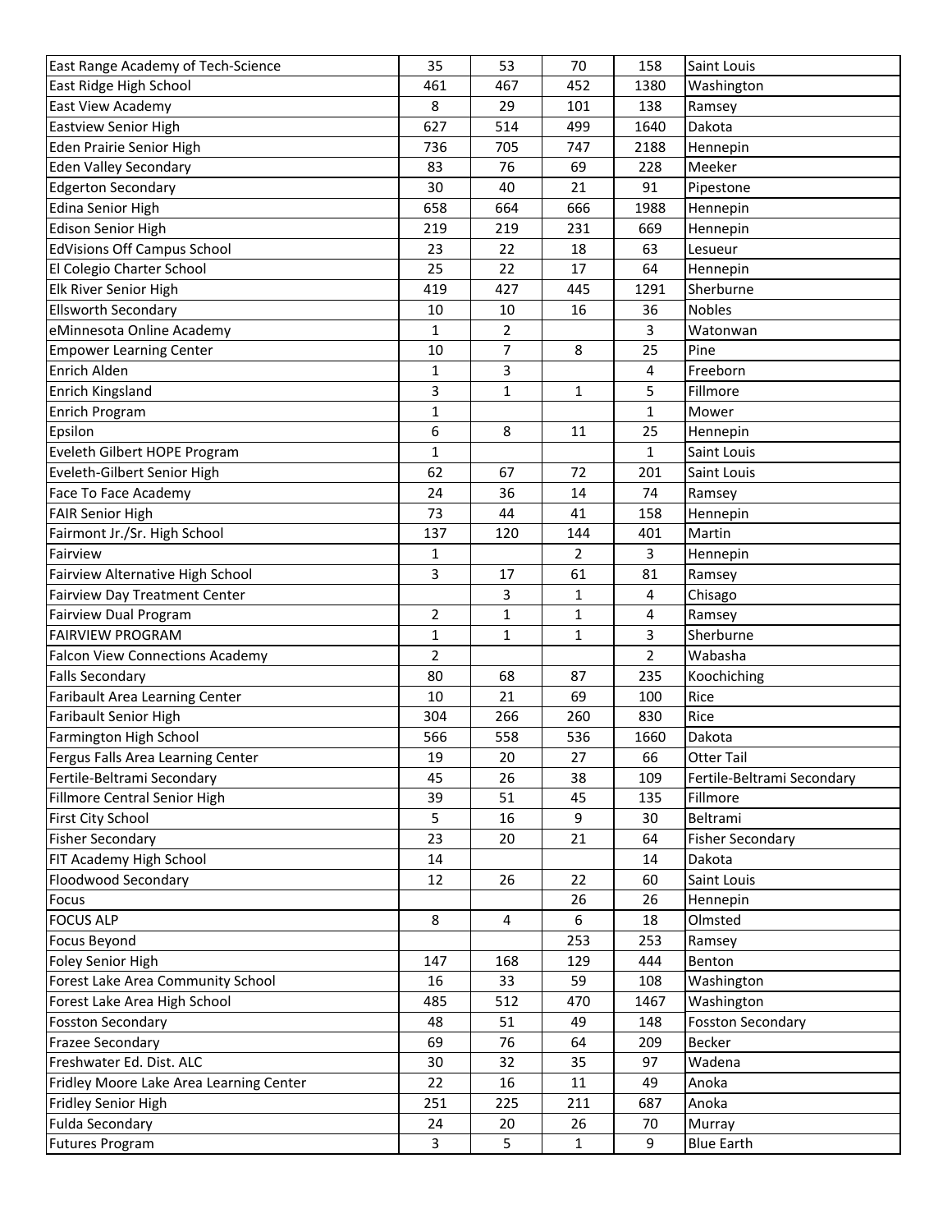| | | | | | |
|---|---|---|---|---|---|
| East Range Academy of Tech-Science | 35 | 53 | 70 | 158 | Saint Louis |
| East Ridge High School | 461 | 467 | 452 | 1380 | Washington |
| East View Academy | 8 | 29 | 101 | 138 | Ramsey |
| Eastview Senior High | 627 | 514 | 499 | 1640 | Dakota |
| Eden Prairie Senior High | 736 | 705 | 747 | 2188 | Hennepin |
| Eden Valley Secondary | 83 | 76 | 69 | 228 | Meeker |
| Edgerton Secondary | 30 | 40 | 21 | 91 | Pipestone |
| Edina Senior High | 658 | 664 | 666 | 1988 | Hennepin |
| Edison Senior High | 219 | 219 | 231 | 669 | Hennepin |
| EdVisions Off Campus School | 23 | 22 | 18 | 63 | Lesueur |
| El Colegio Charter School | 25 | 22 | 17 | 64 | Hennepin |
| Elk River Senior High | 419 | 427 | 445 | 1291 | Sherburne |
| Ellsworth Secondary | 10 | 10 | 16 | 36 | Nobles |
| eMinnesota Online Academy | 1 | 2 | | 3 | Watonwan |
| Empower Learning Center | 10 | 7 | 8 | 25 | Pine |
| Enrich Alden | 1 | 3 | | 4 | Freeborn |
| Enrich Kingsland | 3 | 1 | 1 | 5 | Fillmore |
| Enrich Program | 1 | | | 1 | Mower |
| Epsilon | 6 | 8 | 11 | 25 | Hennepin |
| Eveleth Gilbert HOPE Program | 1 | | | 1 | Saint Louis |
| Eveleth-Gilbert Senior High | 62 | 67 | 72 | 201 | Saint Louis |
| Face To Face Academy | 24 | 36 | 14 | 74 | Ramsey |
| FAIR Senior High | 73 | 44 | 41 | 158 | Hennepin |
| Fairmont Jr./Sr. High School | 137 | 120 | 144 | 401 | Martin |
| Fairview | 1 | | 2 | 3 | Hennepin |
| Fairview Alternative High School | 3 | 17 | 61 | 81 | Ramsey |
| Fairview Day Treatment Center | | 3 | 1 | 4 | Chisago |
| Fairview Dual Program | 2 | 1 | 1 | 4 | Ramsey |
| FAIRVIEW PROGRAM | 1 | 1 | 1 | 3 | Sherburne |
| Falcon View Connections Academy | 2 | | | 2 | Wabasha |
| Falls Secondary | 80 | 68 | 87 | 235 | Koochiching |
| Faribault Area Learning Center | 10 | 21 | 69 | 100 | Rice |
| Faribault Senior High | 304 | 266 | 260 | 830 | Rice |
| Farmington High School | 566 | 558 | 536 | 1660 | Dakota |
| Fergus Falls Area Learning Center | 19 | 20 | 27 | 66 | Otter Tail |
| Fertile-Beltrami Secondary | 45 | 26 | 38 | 109 | Fertile-Beltrami Secondary |
| Fillmore Central Senior High | 39 | 51 | 45 | 135 | Fillmore |
| First City School | 5 | 16 | 9 | 30 | Beltrami |
| Fisher Secondary | 23 | 20 | 21 | 64 | Fisher Secondary |
| FIT Academy High School | 14 | | | 14 | Dakota |
| Floodwood Secondary | 12 | 26 | 22 | 60 | Saint Louis |
| Focus | | | 26 | 26 | Hennepin |
| FOCUS ALP | 8 | 4 | 6 | 18 | Olmsted |
| Focus Beyond | | | 253 | 253 | Ramsey |
| Foley Senior High | 147 | 168 | 129 | 444 | Benton |
| Forest Lake Area Community School | 16 | 33 | 59 | 108 | Washington |
| Forest Lake Area High School | 485 | 512 | 470 | 1467 | Washington |
| Fosston Secondary | 48 | 51 | 49 | 148 | Fosston Secondary |
| Frazee Secondary | 69 | 76 | 64 | 209 | Becker |
| Freshwater Ed. Dist. ALC | 30 | 32 | 35 | 97 | Wadena |
| Fridley Moore Lake Area Learning Center | 22 | 16 | 11 | 49 | Anoka |
| Fridley Senior High | 251 | 225 | 211 | 687 | Anoka |
| Fulda Secondary | 24 | 20 | 26 | 70 | Murray |
| Futures Program | 3 | 5 | 1 | 9 | Blue Earth |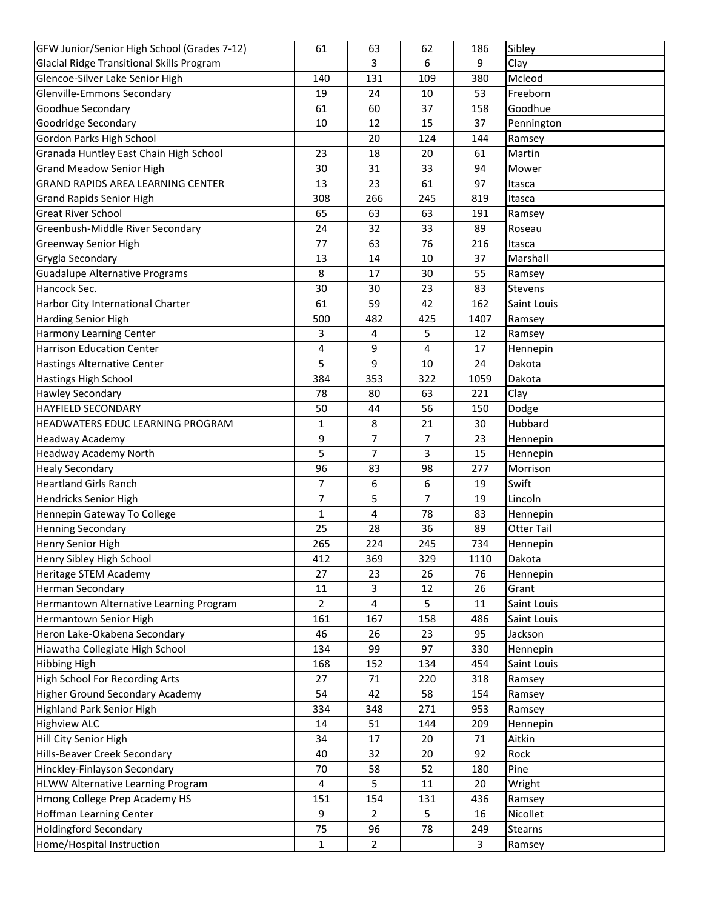| | | | | | |
|---|---|---|---|---|---|
| GFW Junior/Senior High School (Grades 7-12) | 61 | 63 | 62 | 186 | Sibley |
| Glacial Ridge Transitional Skills Program | | 3 | 6 | 9 | Clay |
| Glencoe-Silver Lake Senior High | 140 | 131 | 109 | 380 | Mcleod |
| Glenville-Emmons Secondary | 19 | 24 | 10 | 53 | Freeborn |
| Goodhue Secondary | 61 | 60 | 37 | 158 | Goodhue |
| Goodridge Secondary | 10 | 12 | 15 | 37 | Pennington |
| Gordon Parks High School | | 20 | 124 | 144 | Ramsey |
| Granada Huntley East Chain High School | 23 | 18 | 20 | 61 | Martin |
| Grand Meadow Senior High | 30 | 31 | 33 | 94 | Mower |
| GRAND RAPIDS AREA LEARNING CENTER | 13 | 23 | 61 | 97 | Itasca |
| Grand Rapids Senior High | 308 | 266 | 245 | 819 | Itasca |
| Great River School | 65 | 63 | 63 | 191 | Ramsey |
| Greenbush-Middle River Secondary | 24 | 32 | 33 | 89 | Roseau |
| Greenway Senior High | 77 | 63 | 76 | 216 | Itasca |
| Grygla Secondary | 13 | 14 | 10 | 37 | Marshall |
| Guadalupe Alternative Programs | 8 | 17 | 30 | 55 | Ramsey |
| Hancock Sec. | 30 | 30 | 23 | 83 | Stevens |
| Harbor City International Charter | 61 | 59 | 42 | 162 | Saint Louis |
| Harding Senior High | 500 | 482 | 425 | 1407 | Ramsey |
| Harmony Learning Center | 3 | 4 | 5 | 12 | Ramsey |
| Harrison Education Center | 4 | 9 | 4 | 17 | Hennepin |
| Hastings Alternative Center | 5 | 9 | 10 | 24 | Dakota |
| Hastings High School | 384 | 353 | 322 | 1059 | Dakota |
| Hawley Secondary | 78 | 80 | 63 | 221 | Clay |
| HAYFIELD SECONDARY | 50 | 44 | 56 | 150 | Dodge |
| HEADWATERS EDUC LEARNING PROGRAM | 1 | 8 | 21 | 30 | Hubbard |
| Headway Academy | 9 | 7 | 7 | 23 | Hennepin |
| Headway Academy North | 5 | 7 | 3 | 15 | Hennepin |
| Healy Secondary | 96 | 83 | 98 | 277 | Morrison |
| Heartland Girls Ranch | 7 | 6 | 6 | 19 | Swift |
| Hendricks Senior High | 7 | 5 | 7 | 19 | Lincoln |
| Hennepin Gateway To College | 1 | 4 | 78 | 83 | Hennepin |
| Henning Secondary | 25 | 28 | 36 | 89 | Otter Tail |
| Henry Senior High | 265 | 224 | 245 | 734 | Hennepin |
| Henry Sibley High School | 412 | 369 | 329 | 1110 | Dakota |
| Heritage STEM Academy | 27 | 23 | 26 | 76 | Hennepin |
| Herman Secondary | 11 | 3 | 12 | 26 | Grant |
| Hermantown Alternative Learning Program | 2 | 4 | 5 | 11 | Saint Louis |
| Hermantown Senior High | 161 | 167 | 158 | 486 | Saint Louis |
| Heron Lake-Okabena Secondary | 46 | 26 | 23 | 95 | Jackson |
| Hiawatha Collegiate High School | 134 | 99 | 97 | 330 | Hennepin |
| Hibbing High | 168 | 152 | 134 | 454 | Saint Louis |
| High School For Recording Arts | 27 | 71 | 220 | 318 | Ramsey |
| Higher Ground Secondary Academy | 54 | 42 | 58 | 154 | Ramsey |
| Highland Park Senior High | 334 | 348 | 271 | 953 | Ramsey |
| Highview ALC | 14 | 51 | 144 | 209 | Hennepin |
| Hill City Senior High | 34 | 17 | 20 | 71 | Aitkin |
| Hills-Beaver Creek Secondary | 40 | 32 | 20 | 92 | Rock |
| Hinckley-Finlayson Secondary | 70 | 58 | 52 | 180 | Pine |
| HLWW Alternative Learning Program | 4 | 5 | 11 | 20 | Wright |
| Hmong College Prep Academy HS | 151 | 154 | 131 | 436 | Ramsey |
| Hoffman Learning Center | 9 | 2 | 5 | 16 | Nicollet |
| Holdingford Secondary | 75 | 96 | 78 | 249 | Stearns |
| Home/Hospital Instruction | 1 | 2 | | 3 | Ramsey |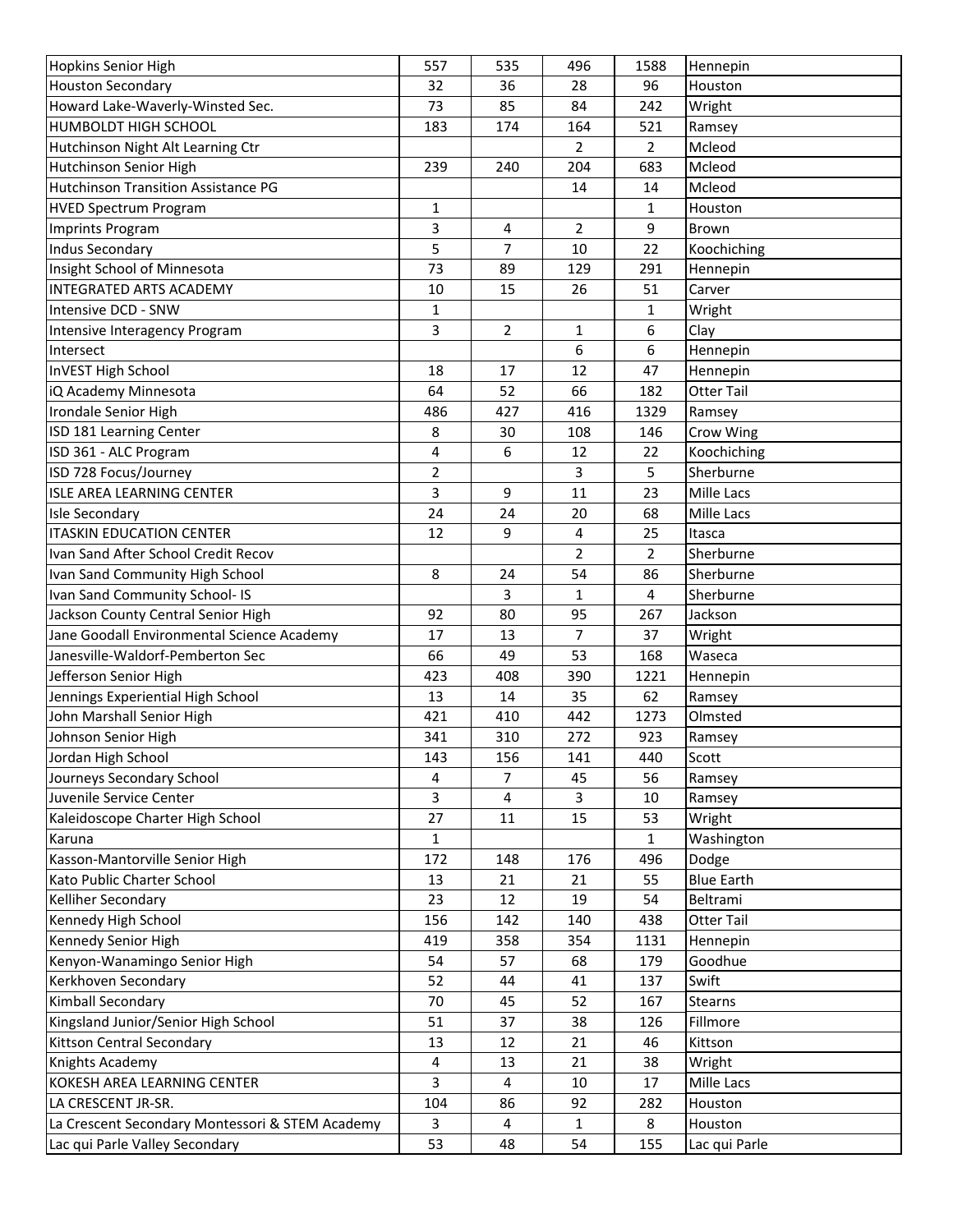| | | | | | |
|---|---|---|---|---|---|
| Hopkins Senior High | 557 | 535 | 496 | 1588 | Hennepin |
| Houston Secondary | 32 | 36 | 28 | 96 | Houston |
| Howard Lake-Waverly-Winsted Sec. | 73 | 85 | 84 | 242 | Wright |
| HUMBOLDT HIGH SCHOOL | 183 | 174 | 164 | 521 | Ramsey |
| Hutchinson Night Alt Learning Ctr | | | 2 | 2 | Mcleod |
| Hutchinson Senior High | 239 | 240 | 204 | 683 | Mcleod |
| Hutchinson Transition Assistance PG | | | 14 | 14 | Mcleod |
| HVED Spectrum Program | 1 | | | 1 | Houston |
| Imprints Program | 3 | 4 | 2 | 9 | Brown |
| Indus Secondary | 5 | 7 | 10 | 22 | Koochiching |
| Insight School of Minnesota | 73 | 89 | 129 | 291 | Hennepin |
| INTEGRATED ARTS ACADEMY | 10 | 15 | 26 | 51 | Carver |
| Intensive DCD - SNW | 1 | | | 1 | Wright |
| Intensive Interagency Program | 3 | 2 | 1 | 6 | Clay |
| Intersect | | | 6 | 6 | Hennepin |
| InVEST High School | 18 | 17 | 12 | 47 | Hennepin |
| iQ Academy Minnesota | 64 | 52 | 66 | 182 | Otter Tail |
| Irondale Senior High | 486 | 427 | 416 | 1329 | Ramsey |
| ISD 181 Learning Center | 8 | 30 | 108 | 146 | Crow Wing |
| ISD 361 - ALC Program | 4 | 6 | 12 | 22 | Koochiching |
| ISD 728 Focus/Journey | 2 | | 3 | 5 | Sherburne |
| ISLE AREA LEARNING CENTER | 3 | 9 | 11 | 23 | Mille Lacs |
| Isle Secondary | 24 | 24 | 20 | 68 | Mille Lacs |
| ITASKIN EDUCATION CENTER | 12 | 9 | 4 | 25 | Itasca |
| Ivan Sand After School Credit Recov | | | 2 | 2 | Sherburne |
| Ivan Sand Community High School | 8 | 24 | 54 | 86 | Sherburne |
| Ivan Sand Community School- IS | | 3 | 1 | 4 | Sherburne |
| Jackson County Central Senior High | 92 | 80 | 95 | 267 | Jackson |
| Jane Goodall Environmental Science Academy | 17 | 13 | 7 | 37 | Wright |
| Janesville-Waldorf-Pemberton Sec | 66 | 49 | 53 | 168 | Waseca |
| Jefferson Senior High | 423 | 408 | 390 | 1221 | Hennepin |
| Jennings Experiential High School | 13 | 14 | 35 | 62 | Ramsey |
| John Marshall Senior High | 421 | 410 | 442 | 1273 | Olmsted |
| Johnson Senior High | 341 | 310 | 272 | 923 | Ramsey |
| Jordan High School | 143 | 156 | 141 | 440 | Scott |
| Journeys Secondary School | 4 | 7 | 45 | 56 | Ramsey |
| Juvenile Service Center | 3 | 4 | 3 | 10 | Ramsey |
| Kaleidoscope Charter High School | 27 | 11 | 15 | 53 | Wright |
| Karuna | 1 | | | 1 | Washington |
| Kasson-Mantorville Senior High | 172 | 148 | 176 | 496 | Dodge |
| Kato Public Charter School | 13 | 21 | 21 | 55 | Blue Earth |
| Kelliher Secondary | 23 | 12 | 19 | 54 | Beltrami |
| Kennedy High School | 156 | 142 | 140 | 438 | Otter Tail |
| Kennedy Senior High | 419 | 358 | 354 | 1131 | Hennepin |
| Kenyon-Wanamingo Senior High | 54 | 57 | 68 | 179 | Goodhue |
| Kerkhoven Secondary | 52 | 44 | 41 | 137 | Swift |
| Kimball Secondary | 70 | 45 | 52 | 167 | Stearns |
| Kingsland Junior/Senior High School | 51 | 37 | 38 | 126 | Fillmore |
| Kittson Central Secondary | 13 | 12 | 21 | 46 | Kittson |
| Knights Academy | 4 | 13 | 21 | 38 | Wright |
| KOKESH AREA LEARNING CENTER | 3 | 4 | 10 | 17 | Mille Lacs |
| LA CRESCENT JR-SR. | 104 | 86 | 92 | 282 | Houston |
| La Crescent Secondary Montessori & STEM Academy | 3 | 4 | 1 | 8 | Houston |
| Lac qui Parle Valley Secondary | 53 | 48 | 54 | 155 | Lac qui Parle |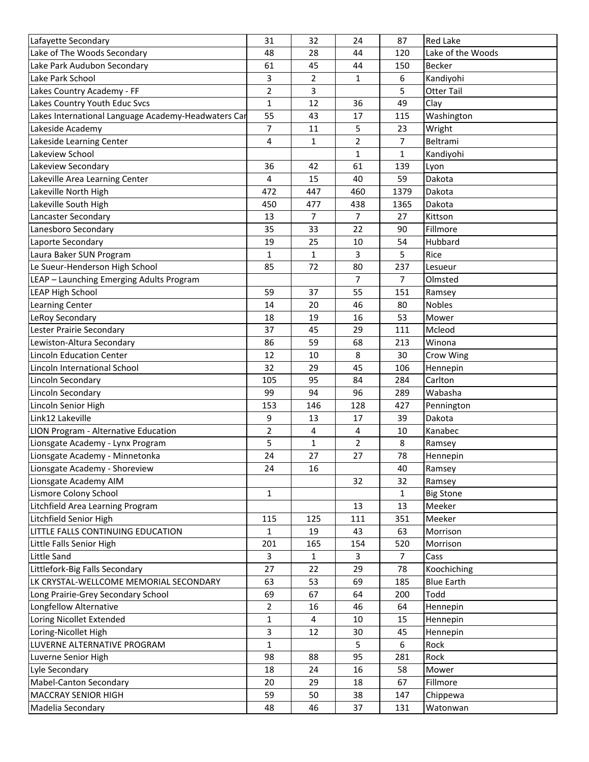| | | | | | |
|---|---|---|---|---|---|
| Lafayette Secondary | 31 | 32 | 24 | 87 | Red Lake |
| Lake of The Woods Secondary | 48 | 28 | 44 | 120 | Lake of the Woods |
| Lake Park Audubon Secondary | 61 | 45 | 44 | 150 | Becker |
| Lake Park School | 3 | 2 | 1 | 6 | Kandiyohi |
| Lakes Country Academy - FF | 2 | 3 | | 5 | Otter Tail |
| Lakes Country Youth Educ Svcs | 1 | 12 | 36 | 49 | Clay |
| Lakes International Language Academy-Headwaters Car | 55 | 43 | 17 | 115 | Washington |
| Lakeside Academy | 7 | 11 | 5 | 23 | Wright |
| Lakeside Learning Center | 4 | 1 | 2 | 7 | Beltrami |
| Lakeview School | | | 1 | 1 | Kandiyohi |
| Lakeview Secondary | 36 | 42 | 61 | 139 | Lyon |
| Lakeville Area Learning Center | 4 | 15 | 40 | 59 | Dakota |
| Lakeville North High | 472 | 447 | 460 | 1379 | Dakota |
| Lakeville South High | 450 | 477 | 438 | 1365 | Dakota |
| Lancaster Secondary | 13 | 7 | 7 | 27 | Kittson |
| Lanesboro Secondary | 35 | 33 | 22 | 90 | Fillmore |
| Laporte Secondary | 19 | 25 | 10 | 54 | Hubbard |
| Laura Baker SUN Program | 1 | 1 | 3 | 5 | Rice |
| Le Sueur-Henderson High School | 85 | 72 | 80 | 237 | Lesueur |
| LEAP – Launching Emerging Adults Program | | | 7 | 7 | Olmsted |
| LEAP High School | 59 | 37 | 55 | 151 | Ramsey |
| Learning Center | 14 | 20 | 46 | 80 | Nobles |
| LeRoy Secondary | 18 | 19 | 16 | 53 | Mower |
| Lester Prairie Secondary | 37 | 45 | 29 | 111 | Mcleod |
| Lewiston-Altura Secondary | 86 | 59 | 68 | 213 | Winona |
| Lincoln Education Center | 12 | 10 | 8 | 30 | Crow Wing |
| Lincoln International School | 32 | 29 | 45 | 106 | Hennepin |
| Lincoln Secondary | 105 | 95 | 84 | 284 | Carlton |
| Lincoln Secondary | 99 | 94 | 96 | 289 | Wabasha |
| Lincoln Senior High | 153 | 146 | 128 | 427 | Pennington |
| Link12 Lakeville | 9 | 13 | 17 | 39 | Dakota |
| LION Program - Alternative Education | 2 | 4 | 4 | 10 | Kanabec |
| Lionsgate Academy - Lynx Program | 5 | 1 | 2 | 8 | Ramsey |
| Lionsgate Academy - Minnetonka | 24 | 27 | 27 | 78 | Hennepin |
| Lionsgate Academy - Shoreview | 24 | 16 | | 40 | Ramsey |
| Lionsgate Academy AIM | | | 32 | 32 | Ramsey |
| Lismore Colony School | 1 | | | 1 | Big Stone |
| Litchfield Area Learning Program | | | 13 | 13 | Meeker |
| Litchfield Senior High | 115 | 125 | 111 | 351 | Meeker |
| LITTLE FALLS CONTINUING EDUCATION | 1 | 19 | 43 | 63 | Morrison |
| Little Falls Senior High | 201 | 165 | 154 | 520 | Morrison |
| Little Sand | 3 | 1 | 3 | 7 | Cass |
| Littlefork-Big Falls Secondary | 27 | 22 | 29 | 78 | Koochiching |
| LK CRYSTAL-WELLCOME MEMORIAL SECONDARY | 63 | 53 | 69 | 185 | Blue Earth |
| Long Prairie-Grey Secondary School | 69 | 67 | 64 | 200 | Todd |
| Longfellow Alternative | 2 | 16 | 46 | 64 | Hennepin |
| Loring Nicollet Extended | 1 | 4 | 10 | 15 | Hennepin |
| Loring-Nicollet High | 3 | 12 | 30 | 45 | Hennepin |
| LUVERNE ALTERNATIVE PROGRAM | 1 | | 5 | 6 | Rock |
| Luverne Senior High | 98 | 88 | 95 | 281 | Rock |
| Lyle Secondary | 18 | 24 | 16 | 58 | Mower |
| Mabel-Canton Secondary | 20 | 29 | 18 | 67 | Fillmore |
| MACCRAY SENIOR HIGH | 59 | 50 | 38 | 147 | Chippewa |
| Madelia Secondary | 48 | 46 | 37 | 131 | Watonwan |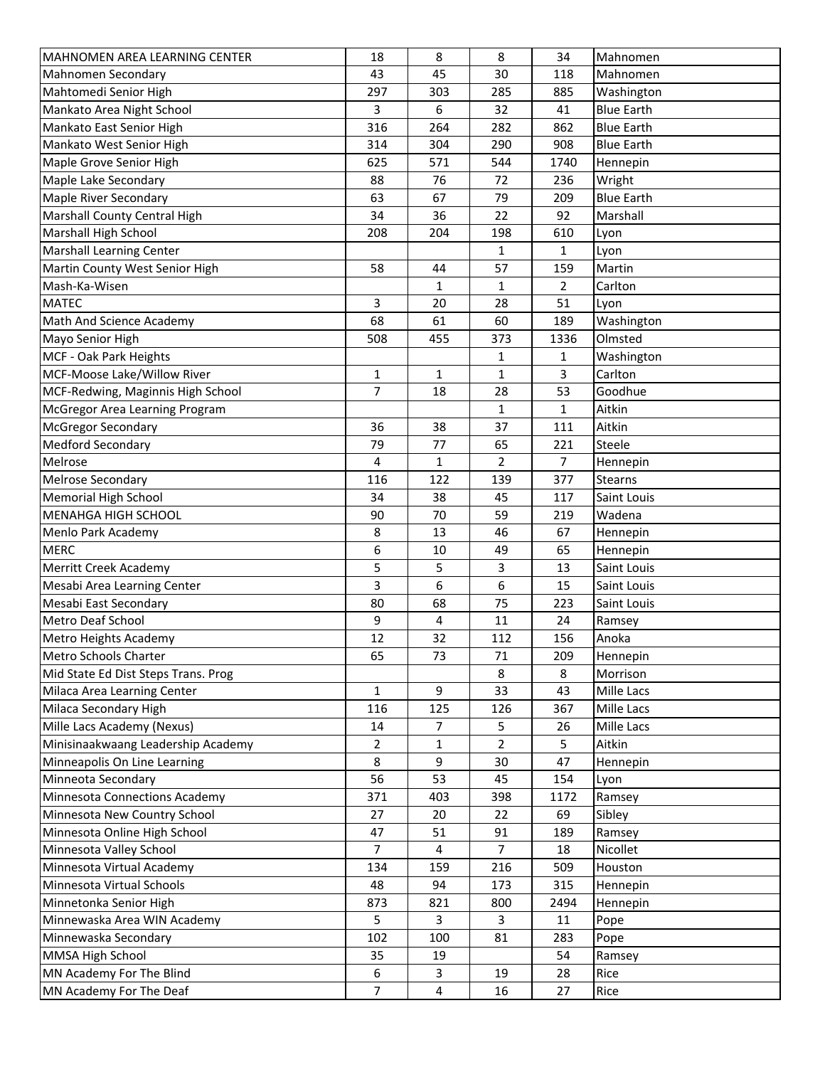| | | | | | |
|---|---|---|---|---|---|
| MAHNOMEN AREA LEARNING CENTER | 18 | 8 | 8 | 34 | Mahnomen |
| Mahnomen Secondary | 43 | 45 | 30 | 118 | Mahnomen |
| Mahtomedi Senior High | 297 | 303 | 285 | 885 | Washington |
| Mankato Area Night School | 3 | 6 | 32 | 41 | Blue Earth |
| Mankato East Senior High | 316 | 264 | 282 | 862 | Blue Earth |
| Mankato West Senior High | 314 | 304 | 290 | 908 | Blue Earth |
| Maple Grove Senior High | 625 | 571 | 544 | 1740 | Hennepin |
| Maple Lake Secondary | 88 | 76 | 72 | 236 | Wright |
| Maple River Secondary | 63 | 67 | 79 | 209 | Blue Earth |
| Marshall County Central High | 34 | 36 | 22 | 92 | Marshall |
| Marshall High School | 208 | 204 | 198 | 610 | Lyon |
| Marshall Learning Center | | | 1 | 1 | Lyon |
| Martin County West Senior High | 58 | 44 | 57 | 159 | Martin |
| Mash-Ka-Wisen | | 1 | 1 | 2 | Carlton |
| MATEC | 3 | 20 | 28 | 51 | Lyon |
| Math And Science Academy | 68 | 61 | 60 | 189 | Washington |
| Mayo Senior High | 508 | 455 | 373 | 1336 | Olmsted |
| MCF - Oak Park Heights | | | 1 | 1 | Washington |
| MCF-Moose Lake/Willow River | 1 | 1 | 1 | 3 | Carlton |
| MCF-Redwing, Maginnis High School | 7 | 18 | 28 | 53 | Goodhue |
| McGregor Area Learning Program | | | 1 | 1 | Aitkin |
| McGregor Secondary | 36 | 38 | 37 | 111 | Aitkin |
| Medford Secondary | 79 | 77 | 65 | 221 | Steele |
| Melrose | 4 | 1 | 2 | 7 | Hennepin |
| Melrose Secondary | 116 | 122 | 139 | 377 | Stearns |
| Memorial High School | 34 | 38 | 45 | 117 | Saint Louis |
| MENAHGA HIGH SCHOOL | 90 | 70 | 59 | 219 | Wadena |
| Menlo Park Academy | 8 | 13 | 46 | 67 | Hennepin |
| MERC | 6 | 10 | 49 | 65 | Hennepin |
| Merritt Creek Academy | 5 | 5 | 3 | 13 | Saint Louis |
| Mesabi Area Learning Center | 3 | 6 | 6 | 15 | Saint Louis |
| Mesabi East Secondary | 80 | 68 | 75 | 223 | Saint Louis |
| Metro Deaf School | 9 | 4 | 11 | 24 | Ramsey |
| Metro Heights Academy | 12 | 32 | 112 | 156 | Anoka |
| Metro Schools Charter | 65 | 73 | 71 | 209 | Hennepin |
| Mid State Ed Dist Steps Trans. Prog | | | 8 | 8 | Morrison |
| Milaca Area Learning Center | 1 | 9 | 33 | 43 | Mille Lacs |
| Milaca Secondary High | 116 | 125 | 126 | 367 | Mille Lacs |
| Mille Lacs Academy (Nexus) | 14 | 7 | 5 | 26 | Mille Lacs |
| Minisinaakwaang Leadership Academy | 2 | 1 | 2 | 5 | Aitkin |
| Minneapolis On Line Learning | 8 | 9 | 30 | 47 | Hennepin |
| Minneota Secondary | 56 | 53 | 45 | 154 | Lyon |
| Minnesota Connections Academy | 371 | 403 | 398 | 1172 | Ramsey |
| Minnesota New Country School | 27 | 20 | 22 | 69 | Sibley |
| Minnesota Online High School | 47 | 51 | 91 | 189 | Ramsey |
| Minnesota Valley School | 7 | 4 | 7 | 18 | Nicollet |
| Minnesota Virtual Academy | 134 | 159 | 216 | 509 | Houston |
| Minnesota Virtual Schools | 48 | 94 | 173 | 315 | Hennepin |
| Minnetonka Senior High | 873 | 821 | 800 | 2494 | Hennepin |
| Minnewaska Area WIN Academy | 5 | 3 | 3 | 11 | Pope |
| Minnewaska Secondary | 102 | 100 | 81 | 283 | Pope |
| MMSA High School | 35 | 19 | | 54 | Ramsey |
| MN Academy For The Blind | 6 | 3 | 19 | 28 | Rice |
| MN Academy For The Deaf | 7 | 4 | 16 | 27 | Rice |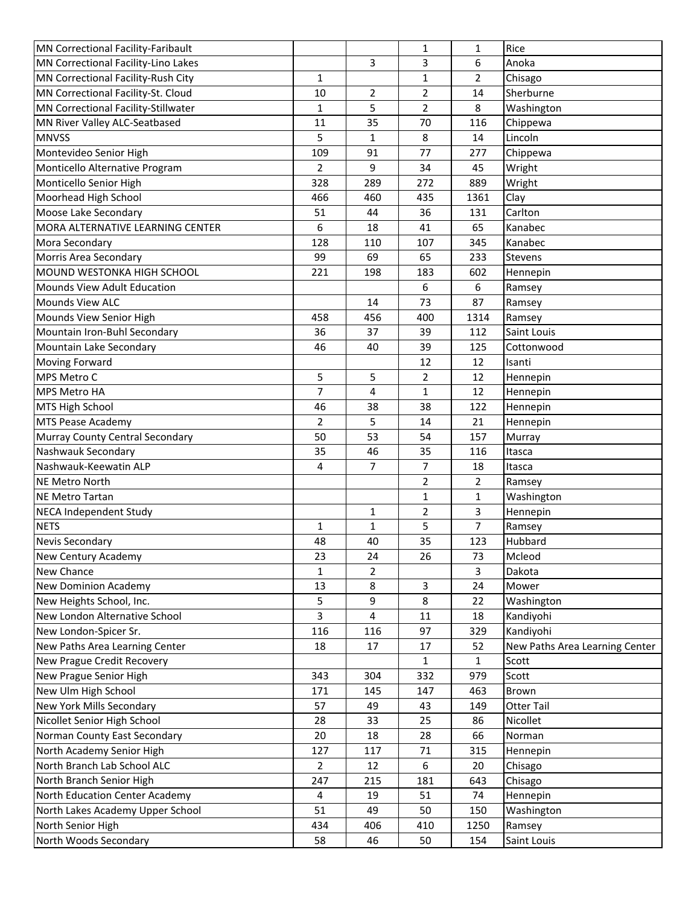| | | | | | |
|---|---|---|---|---|---|
| MN Correctional Facility-Faribault | | | 1 | 1 | Rice |
| MN Correctional Facility-Lino Lakes | | 3 | 3 | 6 | Anoka |
| MN Correctional Facility-Rush City | 1 | | 1 | 2 | Chisago |
| MN Correctional Facility-St. Cloud | 10 | 2 | 2 | 14 | Sherburne |
| MN Correctional Facility-Stillwater | 1 | 5 | 2 | 8 | Washington |
| MN River Valley ALC-Seatbased | 11 | 35 | 70 | 116 | Chippewa |
| MNVSS | 5 | 1 | 8 | 14 | Lincoln |
| Montevideo Senior High | 109 | 91 | 77 | 277 | Chippewa |
| Monticello Alternative Program | 2 | 9 | 34 | 45 | Wright |
| Monticello Senior High | 328 | 289 | 272 | 889 | Wright |
| Moorhead High School | 466 | 460 | 435 | 1361 | Clay |
| Moose Lake Secondary | 51 | 44 | 36 | 131 | Carlton |
| MORA ALTERNATIVE LEARNING CENTER | 6 | 18 | 41 | 65 | Kanabec |
| Mora Secondary | 128 | 110 | 107 | 345 | Kanabec |
| Morris Area Secondary | 99 | 69 | 65 | 233 | Stevens |
| MOUND WESTONKA HIGH SCHOOL | 221 | 198 | 183 | 602 | Hennepin |
| Mounds View Adult Education | | | 6 | 6 | Ramsey |
| Mounds View ALC | | 14 | 73 | 87 | Ramsey |
| Mounds View Senior High | 458 | 456 | 400 | 1314 | Ramsey |
| Mountain Iron-Buhl Secondary | 36 | 37 | 39 | 112 | Saint Louis |
| Mountain Lake Secondary | 46 | 40 | 39 | 125 | Cottonwood |
| Moving Forward | | | 12 | 12 | Isanti |
| MPS Metro C | 5 | 5 | 2 | 12 | Hennepin |
| MPS Metro HA | 7 | 4 | 1 | 12 | Hennepin |
| MTS High School | 46 | 38 | 38 | 122 | Hennepin |
| MTS Pease Academy | 2 | 5 | 14 | 21 | Hennepin |
| Murray County Central Secondary | 50 | 53 | 54 | 157 | Murray |
| Nashwauk Secondary | 35 | 46 | 35 | 116 | Itasca |
| Nashwauk-Keewatin ALP | 4 | 7 | 7 | 18 | Itasca |
| NE Metro North | | | 2 | 2 | Ramsey |
| NE Metro Tartan | | | 1 | 1 | Washington |
| NECA Independent Study | | 1 | 2 | 3 | Hennepin |
| NETS | 1 | 1 | 5 | 7 | Ramsey |
| Nevis Secondary | 48 | 40 | 35 | 123 | Hubbard |
| New Century Academy | 23 | 24 | 26 | 73 | Mcleod |
| New Chance | 1 | 2 | | 3 | Dakota |
| New Dominion Academy | 13 | 8 | 3 | 24 | Mower |
| New Heights School, Inc. | 5 | 9 | 8 | 22 | Washington |
| New London Alternative School | 3 | 4 | 11 | 18 | Kandiyohi |
| New London-Spicer Sr. | 116 | 116 | 97 | 329 | Kandiyohi |
| New Paths Area Learning Center | 18 | 17 | 17 | 52 | New Paths Area Learning Center |
| New Prague Credit Recovery | | | 1 | 1 | Scott |
| New Prague Senior High | 343 | 304 | 332 | 979 | Scott |
| New Ulm High School | 171 | 145 | 147 | 463 | Brown |
| New York Mills Secondary | 57 | 49 | 43 | 149 | Otter Tail |
| Nicollet Senior High School | 28 | 33 | 25 | 86 | Nicollet |
| Norman County East Secondary | 20 | 18 | 28 | 66 | Norman |
| North Academy Senior High | 127 | 117 | 71 | 315 | Hennepin |
| North Branch Lab School ALC | 2 | 12 | 6 | 20 | Chisago |
| North Branch Senior High | 247 | 215 | 181 | 643 | Chisago |
| North Education Center Academy | 4 | 19 | 51 | 74 | Hennepin |
| North Lakes Academy Upper School | 51 | 49 | 50 | 150 | Washington |
| North Senior High | 434 | 406 | 410 | 1250 | Ramsey |
| North Woods Secondary | 58 | 46 | 50 | 154 | Saint Louis |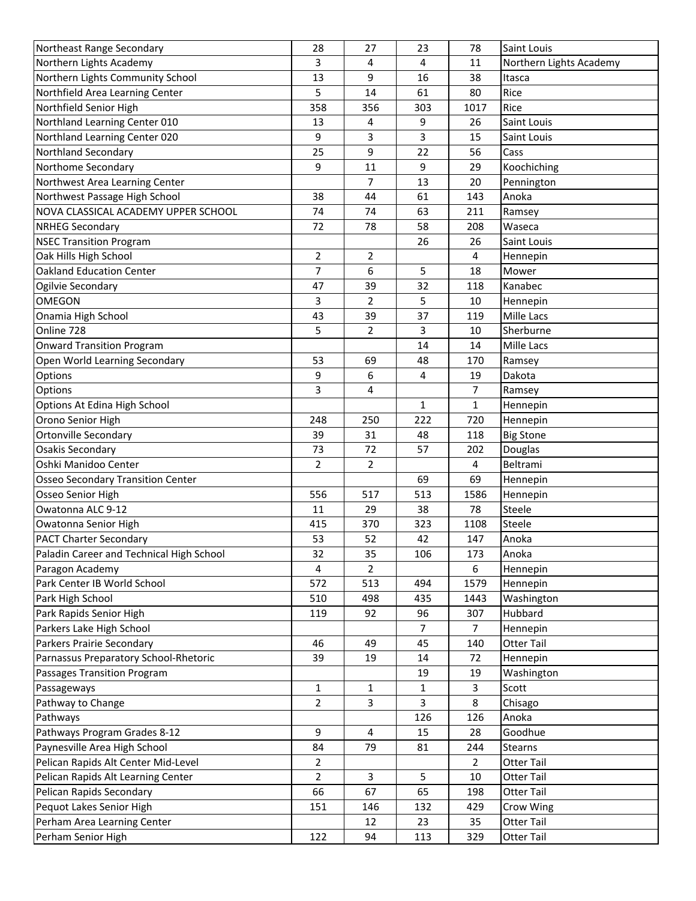| | | | | | |
|---|---|---|---|---|---|
| Northeast Range Secondary | 28 | 27 | 23 | 78 | Saint Louis |
| Northern Lights Academy | 3 | 4 | 4 | 11 | Northern Lights Academy |
| Northern Lights Community School | 13 | 9 | 16 | 38 | Itasca |
| Northfield Area Learning Center | 5 | 14 | 61 | 80 | Rice |
| Northfield Senior High | 358 | 356 | 303 | 1017 | Rice |
| Northland Learning Center 010 | 13 | 4 | 9 | 26 | Saint Louis |
| Northland Learning Center 020 | 9 | 3 | 3 | 15 | Saint Louis |
| Northland Secondary | 25 | 9 | 22 | 56 | Cass |
| Northome Secondary | 9 | 11 | 9 | 29 | Koochiching |
| Northwest Area Learning Center | | 7 | 13 | 20 | Pennington |
| Northwest Passage High School | 38 | 44 | 61 | 143 | Anoka |
| NOVA CLASSICAL ACADEMY UPPER SCHOOL | 74 | 74 | 63 | 211 | Ramsey |
| NRHEG Secondary | 72 | 78 | 58 | 208 | Waseca |
| NSEC Transition Program | | | 26 | 26 | Saint Louis |
| Oak Hills High School | 2 | 2 | | 4 | Hennepin |
| Oakland Education Center | 7 | 6 | 5 | 18 | Mower |
| Ogilvie Secondary | 47 | 39 | 32 | 118 | Kanabec |
| OMEGON | 3 | 2 | 5 | 10 | Hennepin |
| Onamia High School | 43 | 39 | 37 | 119 | Mille Lacs |
| Online 728 | 5 | 2 | 3 | 10 | Sherburne |
| Onward Transition Program | | | 14 | 14 | Mille Lacs |
| Open World Learning Secondary | 53 | 69 | 48 | 170 | Ramsey |
| Options | 9 | 6 | 4 | 19 | Dakota |
| Options | 3 | 4 | | 7 | Ramsey |
| Options At Edina High School | | | 1 | 1 | Hennepin |
| Orono Senior High | 248 | 250 | 222 | 720 | Hennepin |
| Ortonville Secondary | 39 | 31 | 48 | 118 | Big Stone |
| Osakis Secondary | 73 | 72 | 57 | 202 | Douglas |
| Oshki Manidoo Center | 2 | 2 | | 4 | Beltrami |
| Osseo Secondary Transition Center | | | 69 | 69 | Hennepin |
| Osseo Senior High | 556 | 517 | 513 | 1586 | Hennepin |
| Owatonna ALC 9-12 | 11 | 29 | 38 | 78 | Steele |
| Owatonna Senior High | 415 | 370 | 323 | 1108 | Steele |
| PACT Charter Secondary | 53 | 52 | 42 | 147 | Anoka |
| Paladin Career and Technical High School | 32 | 35 | 106 | 173 | Anoka |
| Paragon Academy | 4 | 2 | | 6 | Hennepin |
| Park Center IB World School | 572 | 513 | 494 | 1579 | Hennepin |
| Park High School | 510 | 498 | 435 | 1443 | Washington |
| Park Rapids Senior High | 119 | 92 | 96 | 307 | Hubbard |
| Parkers Lake High School | | | 7 | 7 | Hennepin |
| Parkers Prairie Secondary | 46 | 49 | 45 | 140 | Otter Tail |
| Parnassus Preparatory School-Rhetoric | 39 | 19 | 14 | 72 | Hennepin |
| Passages Transition Program | | | 19 | 19 | Washington |
| Passageways | 1 | 1 | 1 | 3 | Scott |
| Pathway to Change | 2 | 3 | 3 | 8 | Chisago |
| Pathways | | | 126 | 126 | Anoka |
| Pathways Program Grades 8-12 | 9 | 4 | 15 | 28 | Goodhue |
| Paynesville Area High School | 84 | 79 | 81 | 244 | Stearns |
| Pelican Rapids Alt Center Mid-Level | 2 | | | 2 | Otter Tail |
| Pelican Rapids Alt Learning Center | 2 | 3 | 5 | 10 | Otter Tail |
| Pelican Rapids Secondary | 66 | 67 | 65 | 198 | Otter Tail |
| Pequot Lakes Senior High | 151 | 146 | 132 | 429 | Crow Wing |
| Perham Area Learning Center | | 12 | 23 | 35 | Otter Tail |
| Perham Senior High | 122 | 94 | 113 | 329 | Otter Tail |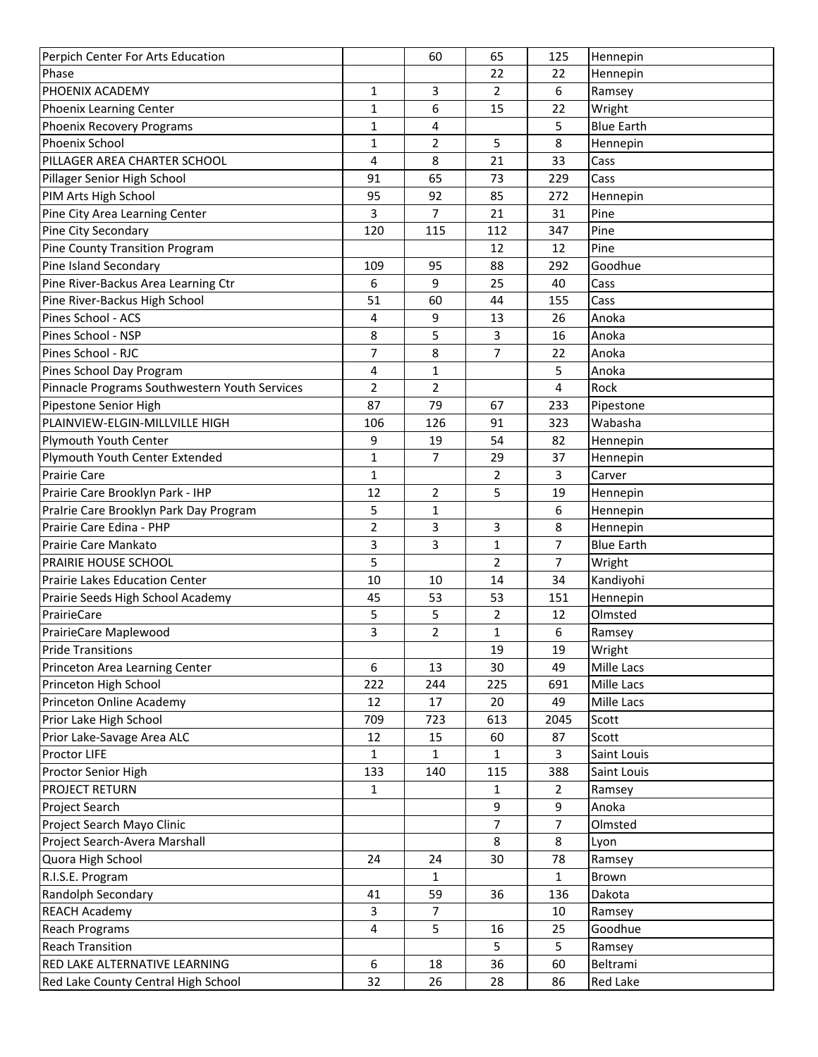| | | | | | |
|---|---|---|---|---|---|
| Perpich Center For Arts Education | | 60 | 65 | 125 | Hennepin |
| Phase | | | 22 | 22 | Hennepin |
| PHOENIX ACADEMY | 1 | 3 | 2 | 6 | Ramsey |
| Phoenix Learning Center | 1 | 6 | 15 | 22 | Wright |
| Phoenix Recovery Programs | 1 | 4 | | 5 | Blue Earth |
| Phoenix School | 1 | 2 | 5 | 8 | Hennepin |
| PILLAGER AREA CHARTER SCHOOL | 4 | 8 | 21 | 33 | Cass |
| Pillager Senior High School | 91 | 65 | 73 | 229 | Cass |
| PIM Arts High School | 95 | 92 | 85 | 272 | Hennepin |
| Pine City Area Learning Center | 3 | 7 | 21 | 31 | Pine |
| Pine City Secondary | 120 | 115 | 112 | 347 | Pine |
| Pine County Transition Program | | | 12 | 12 | Pine |
| Pine Island Secondary | 109 | 95 | 88 | 292 | Goodhue |
| Pine River-Backus Area Learning Ctr | 6 | 9 | 25 | 40 | Cass |
| Pine River-Backus High School | 51 | 60 | 44 | 155 | Cass |
| Pines School - ACS | 4 | 9 | 13 | 26 | Anoka |
| Pines School - NSP | 8 | 5 | 3 | 16 | Anoka |
| Pines School - RJC | 7 | 8 | 7 | 22 | Anoka |
| Pines School Day Program | 4 | 1 | | 5 | Anoka |
| Pinnacle Programs Southwestern Youth Services | 2 | 2 | | 4 | Rock |
| Pipestone Senior High | 87 | 79 | 67 | 233 | Pipestone |
| PLAINVIEW-ELGIN-MILLVILLE HIGH | 106 | 126 | 91 | 323 | Wabasha |
| Plymouth Youth Center | 9 | 19 | 54 | 82 | Hennepin |
| Plymouth Youth Center Extended | 1 | 7 | 29 | 37 | Hennepin |
| Prairie Care | 1 | | 2 | 3 | Carver |
| Prairie Care Brooklyn Park - IHP | 12 | 2 | 5 | 19 | Hennepin |
| PraIrie Care Brooklyn Park Day Program | 5 | 1 | | 6 | Hennepin |
| Prairie Care Edina - PHP | 2 | 3 | 3 | 8 | Hennepin |
| Prairie Care Mankato | 3 | 3 | 1 | 7 | Blue Earth |
| PRAIRIE HOUSE SCHOOL | 5 | | 2 | 7 | Wright |
| Prairie Lakes Education Center | 10 | 10 | 14 | 34 | Kandiyohi |
| Prairie Seeds High School Academy | 45 | 53 | 53 | 151 | Hennepin |
| PrairieCare | 5 | 5 | 2 | 12 | Olmsted |
| PrairieCare Maplewood | 3 | 2 | 1 | 6 | Ramsey |
| Pride Transitions | | | 19 | 19 | Wright |
| Princeton Area Learning Center | 6 | 13 | 30 | 49 | Mille Lacs |
| Princeton High School | 222 | 244 | 225 | 691 | Mille Lacs |
| Princeton Online Academy | 12 | 17 | 20 | 49 | Mille Lacs |
| Prior Lake High School | 709 | 723 | 613 | 2045 | Scott |
| Prior Lake-Savage Area ALC | 12 | 15 | 60 | 87 | Scott |
| Proctor LIFE | 1 | 1 | 1 | 3 | Saint Louis |
| Proctor Senior High | 133 | 140 | 115 | 388 | Saint Louis |
| PROJECT RETURN | 1 | | 1 | 2 | Ramsey |
| Project Search | | | 9 | 9 | Anoka |
| Project Search Mayo Clinic | | | 7 | 7 | Olmsted |
| Project Search-Avera Marshall | | | 8 | 8 | Lyon |
| Quora High School | 24 | 24 | 30 | 78 | Ramsey |
| R.I.S.E. Program | | 1 | | 1 | Brown |
| Randolph Secondary | 41 | 59 | 36 | 136 | Dakota |
| REACH Academy | 3 | 7 | | 10 | Ramsey |
| Reach Programs | 4 | 5 | 16 | 25 | Goodhue |
| Reach Transition | | | 5 | 5 | Ramsey |
| RED LAKE ALTERNATIVE LEARNING | 6 | 18 | 36 | 60 | Beltrami |
| Red Lake County Central High School | 32 | 26 | 28 | 86 | Red Lake |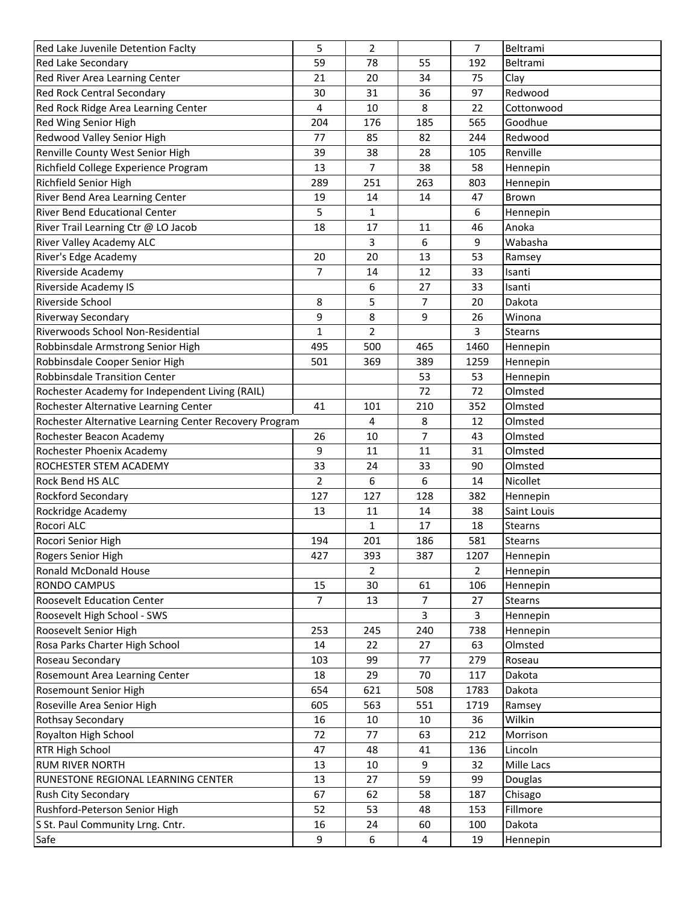| | | | | | |
|---|---|---|---|---|---|
| Red Lake Juvenile Detention Faclty | 5 | 2 | | 7 | Beltrami |
| Red Lake Secondary | 59 | 78 | 55 | 192 | Beltrami |
| Red River Area Learning Center | 21 | 20 | 34 | 75 | Clay |
| Red Rock Central Secondary | 30 | 31 | 36 | 97 | Redwood |
| Red Rock Ridge Area Learning Center | 4 | 10 | 8 | 22 | Cottonwood |
| Red Wing Senior High | 204 | 176 | 185 | 565 | Goodhue |
| Redwood Valley Senior High | 77 | 85 | 82 | 244 | Redwood |
| Renville County West Senior High | 39 | 38 | 28 | 105 | Renville |
| Richfield College Experience Program | 13 | 7 | 38 | 58 | Hennepin |
| Richfield Senior High | 289 | 251 | 263 | 803 | Hennepin |
| River Bend Area Learning Center | 19 | 14 | 14 | 47 | Brown |
| River Bend Educational Center | 5 | 1 | | 6 | Hennepin |
| River Trail Learning Ctr @ LO Jacob | 18 | 17 | 11 | 46 | Anoka |
| River Valley Academy ALC | | 3 | 6 | 9 | Wabasha |
| River's Edge Academy | 20 | 20 | 13 | 53 | Ramsey |
| Riverside Academy | 7 | 14 | 12 | 33 | Isanti |
| Riverside Academy IS | | 6 | 27 | 33 | Isanti |
| Riverside School | 8 | 5 | 7 | 20 | Dakota |
| Riverway Secondary | 9 | 8 | 9 | 26 | Winona |
| Riverwoods School Non-Residential | 1 | 2 | | 3 | Stearns |
| Robbinsdale Armstrong Senior High | 495 | 500 | 465 | 1460 | Hennepin |
| Robbinsdale Cooper Senior High | 501 | 369 | 389 | 1259 | Hennepin |
| Robbinsdale Transition Center | | | 53 | 53 | Hennepin |
| Rochester Academy for Independent Living (RAIL) | | | 72 | 72 | Olmsted |
| Rochester Alternative Learning Center | 41 | 101 | 210 | 352 | Olmsted |
| Rochester Alternative Learning Center Recovery Program | | 4 | 8 | 12 | Olmsted |
| Rochester Beacon Academy | 26 | 10 | 7 | 43 | Olmsted |
| Rochester Phoenix Academy | 9 | 11 | 11 | 31 | Olmsted |
| ROCHESTER STEM ACADEMY | 33 | 24 | 33 | 90 | Olmsted |
| Rock Bend HS ALC | 2 | 6 | 6 | 14 | Nicollet |
| Rockford Secondary | 127 | 127 | 128 | 382 | Hennepin |
| Rockridge Academy | 13 | 11 | 14 | 38 | Saint Louis |
| Rocori ALC | | 1 | 17 | 18 | Stearns |
| Rocori Senior High | 194 | 201 | 186 | 581 | Stearns |
| Rogers Senior High | 427 | 393 | 387 | 1207 | Hennepin |
| Ronald McDonald House | | 2 | | 2 | Hennepin |
| RONDO CAMPUS | 15 | 30 | 61 | 106 | Hennepin |
| Roosevelt Education Center | 7 | 13 | 7 | 27 | Stearns |
| Roosevelt High School - SWS | | | 3 | 3 | Hennepin |
| Roosevelt Senior High | 253 | 245 | 240 | 738 | Hennepin |
| Rosa Parks Charter High School | 14 | 22 | 27 | 63 | Olmsted |
| Roseau Secondary | 103 | 99 | 77 | 279 | Roseau |
| Rosemount Area Learning Center | 18 | 29 | 70 | 117 | Dakota |
| Rosemount Senior High | 654 | 621 | 508 | 1783 | Dakota |
| Roseville Area Senior High | 605 | 563 | 551 | 1719 | Ramsey |
| Rothsay Secondary | 16 | 10 | 10 | 36 | Wilkin |
| Royalton High School | 72 | 77 | 63 | 212 | Morrison |
| RTR High School | 47 | 48 | 41 | 136 | Lincoln |
| RUM RIVER NORTH | 13 | 10 | 9 | 32 | Mille Lacs |
| RUNESTONE REGIONAL LEARNING CENTER | 13 | 27 | 59 | 99 | Douglas |
| Rush City Secondary | 67 | 62 | 58 | 187 | Chisago |
| Rushford-Peterson Senior High | 52 | 53 | 48 | 153 | Fillmore |
| S St. Paul Community Lrng. Cntr. | 16 | 24 | 60 | 100 | Dakota |
| Safe | 9 | 6 | 4 | 19 | Hennepin |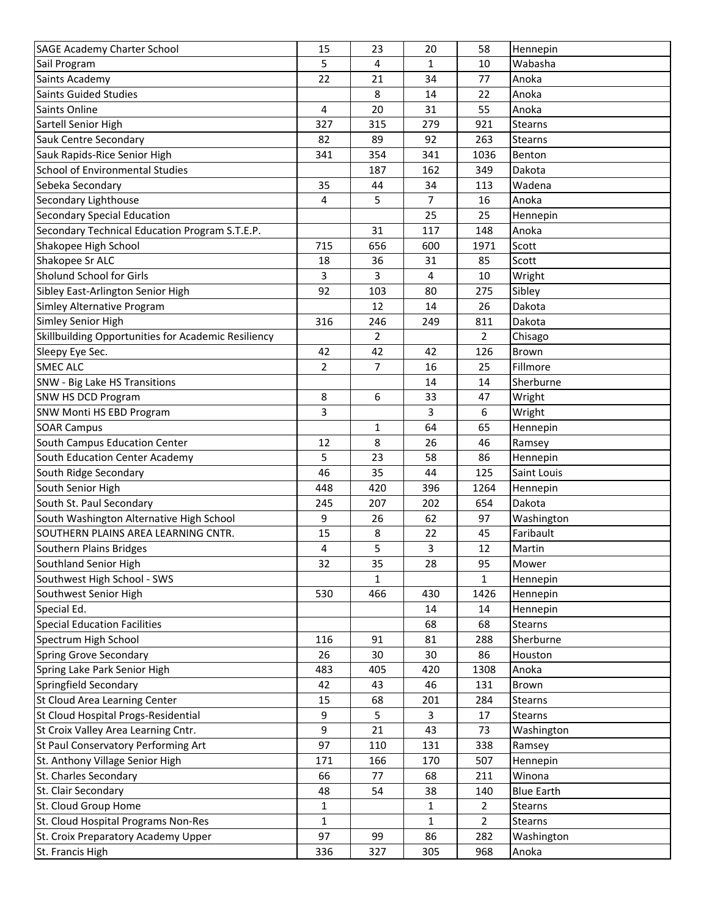| | | | | | |
|---|---|---|---|---|---|
| SAGE Academy Charter School | 15 | 23 | 20 | 58 | Hennepin |
| Sail Program | 5 | 4 | 1 | 10 | Wabasha |
| Saints Academy | 22 | 21 | 34 | 77 | Anoka |
| Saints Guided Studies | | 8 | 14 | 22 | Anoka |
| Saints Online | 4 | 20 | 31 | 55 | Anoka |
| Sartell Senior High | 327 | 315 | 279 | 921 | Stearns |
| Sauk Centre Secondary | 82 | 89 | 92 | 263 | Stearns |
| Sauk Rapids-Rice Senior High | 341 | 354 | 341 | 1036 | Benton |
| School of Environmental Studies | | 187 | 162 | 349 | Dakota |
| Sebeka Secondary | 35 | 44 | 34 | 113 | Wadena |
| Secondary Lighthouse | 4 | 5 | 7 | 16 | Anoka |
| Secondary Special Education | | | 25 | 25 | Hennepin |
| Secondary Technical Education Program S.T.E.P. | | 31 | 117 | 148 | Anoka |
| Shakopee High School | 715 | 656 | 600 | 1971 | Scott |
| Shakopee Sr ALC | 18 | 36 | 31 | 85 | Scott |
| Sholund School for Girls | 3 | 3 | 4 | 10 | Wright |
| Sibley East-Arlington Senior High | 92 | 103 | 80 | 275 | Sibley |
| Simley Alternative Program | | 12 | 14 | 26 | Dakota |
| Simley Senior High | 316 | 246 | 249 | 811 | Dakota |
| Skillbuilding Opportunities for Academic Resiliency | | 2 | | 2 | Chisago |
| Sleepy Eye Sec. | 42 | 42 | 42 | 126 | Brown |
| SMEC ALC | 2 | 7 | 16 | 25 | Fillmore |
| SNW - Big Lake HS Transitions | | | 14 | 14 | Sherburne |
| SNW HS DCD Program | 8 | 6 | 33 | 47 | Wright |
| SNW Monti HS EBD Program | 3 | | 3 | 6 | Wright |
| SOAR Campus | | 1 | 64 | 65 | Hennepin |
| South Campus Education Center | 12 | 8 | 26 | 46 | Ramsey |
| South Education Center Academy | 5 | 23 | 58 | 86 | Hennepin |
| South Ridge Secondary | 46 | 35 | 44 | 125 | Saint Louis |
| South Senior High | 448 | 420 | 396 | 1264 | Hennepin |
| South St. Paul Secondary | 245 | 207 | 202 | 654 | Dakota |
| South Washington Alternative High School | 9 | 26 | 62 | 97 | Washington |
| SOUTHERN PLAINS AREA LEARNING CNTR. | 15 | 8 | 22 | 45 | Faribault |
| Southern Plains Bridges | 4 | 5 | 3 | 12 | Martin |
| Southland Senior High | 32 | 35 | 28 | 95 | Mower |
| Southwest High School - SWS | | 1 | | 1 | Hennepin |
| Southwest Senior High | 530 | 466 | 430 | 1426 | Hennepin |
| Special Ed. | | | 14 | 14 | Hennepin |
| Special Education Facilities | | | 68 | 68 | Stearns |
| Spectrum High School | 116 | 91 | 81 | 288 | Sherburne |
| Spring Grove Secondary | 26 | 30 | 30 | 86 | Houston |
| Spring Lake Park Senior High | 483 | 405 | 420 | 1308 | Anoka |
| Springfield Secondary | 42 | 43 | 46 | 131 | Brown |
| St Cloud Area Learning Center | 15 | 68 | 201 | 284 | Stearns |
| St Cloud Hospital Progs-Residential | 9 | 5 | 3 | 17 | Stearns |
| St Croix Valley Area Learning Cntr. | 9 | 21 | 43 | 73 | Washington |
| St Paul Conservatory Performing Art | 97 | 110 | 131 | 338 | Ramsey |
| St. Anthony Village Senior High | 171 | 166 | 170 | 507 | Hennepin |
| St. Charles Secondary | 66 | 77 | 68 | 211 | Winona |
| St. Clair Secondary | 48 | 54 | 38 | 140 | Blue Earth |
| St. Cloud Group Home | 1 | | 1 | 2 | Stearns |
| St. Cloud Hospital Programs Non-Res | 1 | | 1 | 2 | Stearns |
| St. Croix Preparatory Academy Upper | 97 | 99 | 86 | 282 | Washington |
| St. Francis High | 336 | 327 | 305 | 968 | Anoka |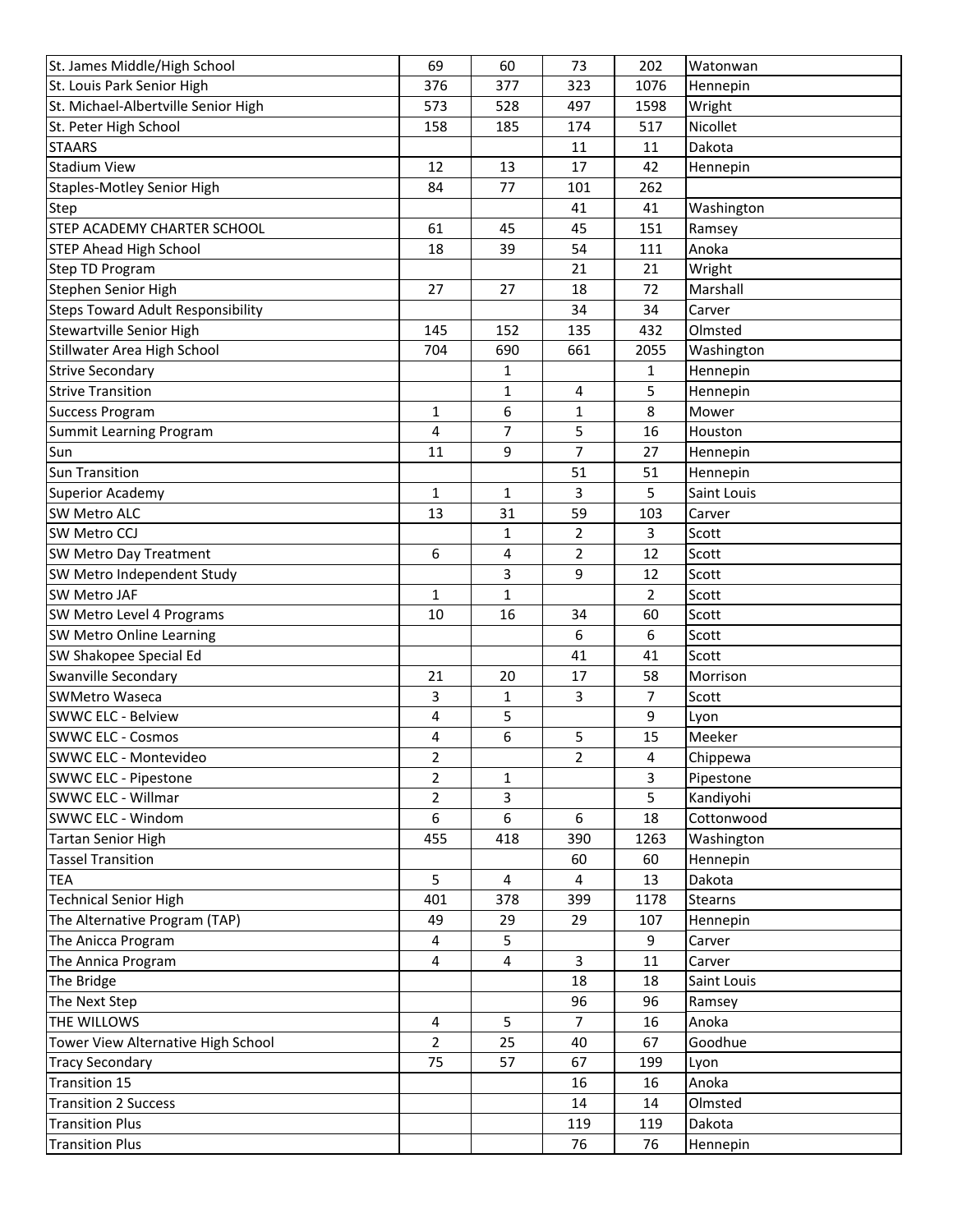| St. James Middle/High School | 69 | 60 | 73 | 202 | Watonwan |
|---|---|---|---|---|---|
| St. Louis Park Senior High | 376 | 377 | 323 | 1076 | Hennepin |
| St. Michael-Albertville Senior High | 573 | 528 | 497 | 1598 | Wright |
| St. Peter High School | 158 | 185 | 174 | 517 | Nicollet |
| STAARS | | | 11 | 11 | Dakota |
| Stadium View | 12 | 13 | 17 | 42 | Hennepin |
| Staples-Motley Senior High | 84 | 77 | 101 | 262 | |
| Step | | | 41 | 41 | Washington |
| STEP ACADEMY CHARTER SCHOOL | 61 | 45 | 45 | 151 | Ramsey |
| STEP Ahead High School | 18 | 39 | 54 | 111 | Anoka |
| Step TD Program | | | 21 | 21 | Wright |
| Stephen Senior High | 27 | 27 | 18 | 72 | Marshall |
| Steps Toward Adult Responsibility | | | 34 | 34 | Carver |
| Stewartville Senior High | 145 | 152 | 135 | 432 | Olmsted |
| Stillwater Area High School | 704 | 690 | 661 | 2055 | Washington |
| Strive Secondary | | 1 | | 1 | Hennepin |
| Strive Transition | | 1 | 4 | 5 | Hennepin |
| Success Program | 1 | 6 | 1 | 8 | Mower |
| Summit Learning Program | 4 | 7 | 5 | 16 | Houston |
| Sun | 11 | 9 | 7 | 27 | Hennepin |
| Sun Transition | | | 51 | 51 | Hennepin |
| Superior Academy | 1 | 1 | 3 | 5 | Saint Louis |
| SW Metro ALC | 13 | 31 | 59 | 103 | Carver |
| SW Metro CCJ | | 1 | 2 | 3 | Scott |
| SW Metro Day Treatment | 6 | 4 | 2 | 12 | Scott |
| SW Metro Independent Study | | 3 | 9 | 12 | Scott |
| SW Metro JAF | 1 | 1 | | 2 | Scott |
| SW Metro Level 4 Programs | 10 | 16 | 34 | 60 | Scott |
| SW Metro Online Learning | | | 6 | 6 | Scott |
| SW Shakopee Special Ed | | | 41 | 41 | Scott |
| Swanville Secondary | 21 | 20 | 17 | 58 | Morrison |
| SWMetro Waseca | 3 | 1 | 3 | 7 | Scott |
| SWWC ELC - Belview | 4 | 5 | | 9 | Lyon |
| SWWC ELC - Cosmos | 4 | 6 | 5 | 15 | Meeker |
| SWWC ELC - Montevideo | 2 | | 2 | 4 | Chippewa |
| SWWC ELC - Pipestone | 2 | 1 | | 3 | Pipestone |
| SWWC ELC - Willmar | 2 | 3 | | 5 | Kandiyohi |
| SWWC ELC - Windom | 6 | 6 | 6 | 18 | Cottonwood |
| Tartan Senior High | 455 | 418 | 390 | 1263 | Washington |
| Tassel Transition | | | 60 | 60 | Hennepin |
| TEA | 5 | 4 | 4 | 13 | Dakota |
| Technical Senior High | 401 | 378 | 399 | 1178 | Stearns |
| The Alternative Program (TAP) | 49 | 29 | 29 | 107 | Hennepin |
| The Anicca Program | 4 | 5 | | 9 | Carver |
| The Annica Program | 4 | 4 | 3 | 11 | Carver |
| The Bridge | | | 18 | 18 | Saint Louis |
| The Next Step | | | 96 | 96 | Ramsey |
| THE WILLOWS | 4 | 5 | 7 | 16 | Anoka |
| Tower View Alternative High School | 2 | 25 | 40 | 67 | Goodhue |
| Tracy Secondary | 75 | 57 | 67 | 199 | Lyon |
| Transition 15 | | | 16 | 16 | Anoka |
| Transition 2 Success | | | 14 | 14 | Olmsted |
| Transition Plus | | | 119 | 119 | Dakota |
| Transition Plus | | | 76 | 76 | Hennepin |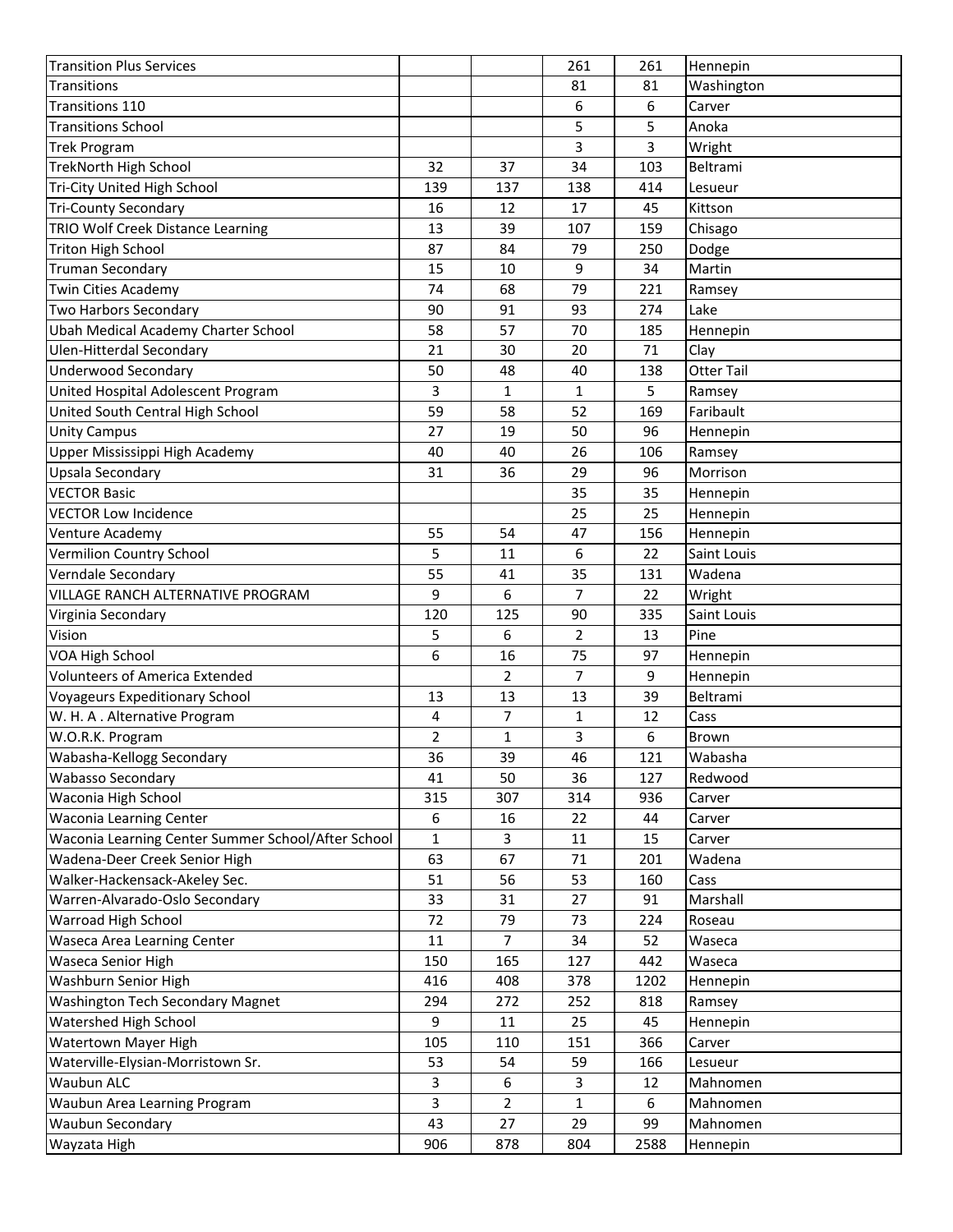| | | | | | |
|---|---|---|---|---|---|
| Transition Plus Services | | | 261 | 261 | Hennepin |
| Transitions | | | 81 | 81 | Washington |
| Transitions 110 | | | 6 | 6 | Carver |
| Transitions School | | | 5 | 5 | Anoka |
| Trek Program | | | 3 | 3 | Wright |
| TrekNorth High School | 32 | 37 | 34 | 103 | Beltrami |
| Tri-City United High School | 139 | 137 | 138 | 414 | Lesueur |
| Tri-County Secondary | 16 | 12 | 17 | 45 | Kittson |
| TRIO Wolf Creek Distance Learning | 13 | 39 | 107 | 159 | Chisago |
| Triton High School | 87 | 84 | 79 | 250 | Dodge |
| Truman Secondary | 15 | 10 | 9 | 34 | Martin |
| Twin Cities Academy | 74 | 68 | 79 | 221 | Ramsey |
| Two Harbors Secondary | 90 | 91 | 93 | 274 | Lake |
| Ubah Medical Academy Charter School | 58 | 57 | 70 | 185 | Hennepin |
| Ulen-Hitterdal Secondary | 21 | 30 | 20 | 71 | Clay |
| Underwood Secondary | 50 | 48 | 40 | 138 | Otter Tail |
| United Hospital Adolescent Program | 3 | 1 | 1 | 5 | Ramsey |
| United South Central High School | 59 | 58 | 52 | 169 | Faribault |
| Unity Campus | 27 | 19 | 50 | 96 | Hennepin |
| Upper Mississippi High Academy | 40 | 40 | 26 | 106 | Ramsey |
| Upsala Secondary | 31 | 36 | 29 | 96 | Morrison |
| VECTOR Basic | | | 35 | 35 | Hennepin |
| VECTOR Low Incidence | | | 25 | 25 | Hennepin |
| Venture Academy | 55 | 54 | 47 | 156 | Hennepin |
| Vermilion Country School | 5 | 11 | 6 | 22 | Saint Louis |
| Verndale Secondary | 55 | 41 | 35 | 131 | Wadena |
| VILLAGE RANCH ALTERNATIVE PROGRAM | 9 | 6 | 7 | 22 | Wright |
| Virginia Secondary | 120 | 125 | 90 | 335 | Saint Louis |
| Vision | 5 | 6 | 2 | 13 | Pine |
| VOA High School | 6 | 16 | 75 | 97 | Hennepin |
| Volunteers of America Extended | | 2 | 7 | 9 | Hennepin |
| Voyageurs Expeditionary School | 13 | 13 | 13 | 39 | Beltrami |
| W. H. A . Alternative Program | 4 | 7 | 1 | 12 | Cass |
| W.O.R.K. Program | 2 | 1 | 3 | 6 | Brown |
| Wabasha-Kellogg Secondary | 36 | 39 | 46 | 121 | Wabasha |
| Wabasso Secondary | 41 | 50 | 36 | 127 | Redwood |
| Waconia High School | 315 | 307 | 314 | 936 | Carver |
| Waconia Learning Center | 6 | 16 | 22 | 44 | Carver |
| Waconia Learning Center Summer School/After School | 1 | 3 | 11 | 15 | Carver |
| Wadena-Deer Creek Senior High | 63 | 67 | 71 | 201 | Wadena |
| Walker-Hackensack-Akeley Sec. | 51 | 56 | 53 | 160 | Cass |
| Warren-Alvarado-Oslo Secondary | 33 | 31 | 27 | 91 | Marshall |
| Warroad High School | 72 | 79 | 73 | 224 | Roseau |
| Waseca Area Learning Center | 11 | 7 | 34 | 52 | Waseca |
| Waseca Senior High | 150 | 165 | 127 | 442 | Waseca |
| Washburn Senior High | 416 | 408 | 378 | 1202 | Hennepin |
| Washington Tech Secondary Magnet | 294 | 272 | 252 | 818 | Ramsey |
| Watershed High School | 9 | 11 | 25 | 45 | Hennepin |
| Watertown Mayer High | 105 | 110 | 151 | 366 | Carver |
| Waterville-Elysian-Morristown Sr. | 53 | 54 | 59 | 166 | Lesueur |
| Waubun ALC | 3 | 6 | 3 | 12 | Mahnomen |
| Waubun Area Learning Program | 3 | 2 | 1 | 6 | Mahnomen |
| Waubun Secondary | 43 | 27 | 29 | 99 | Mahnomen |
| Wayzata High | 906 | 878 | 804 | 2588 | Hennepin |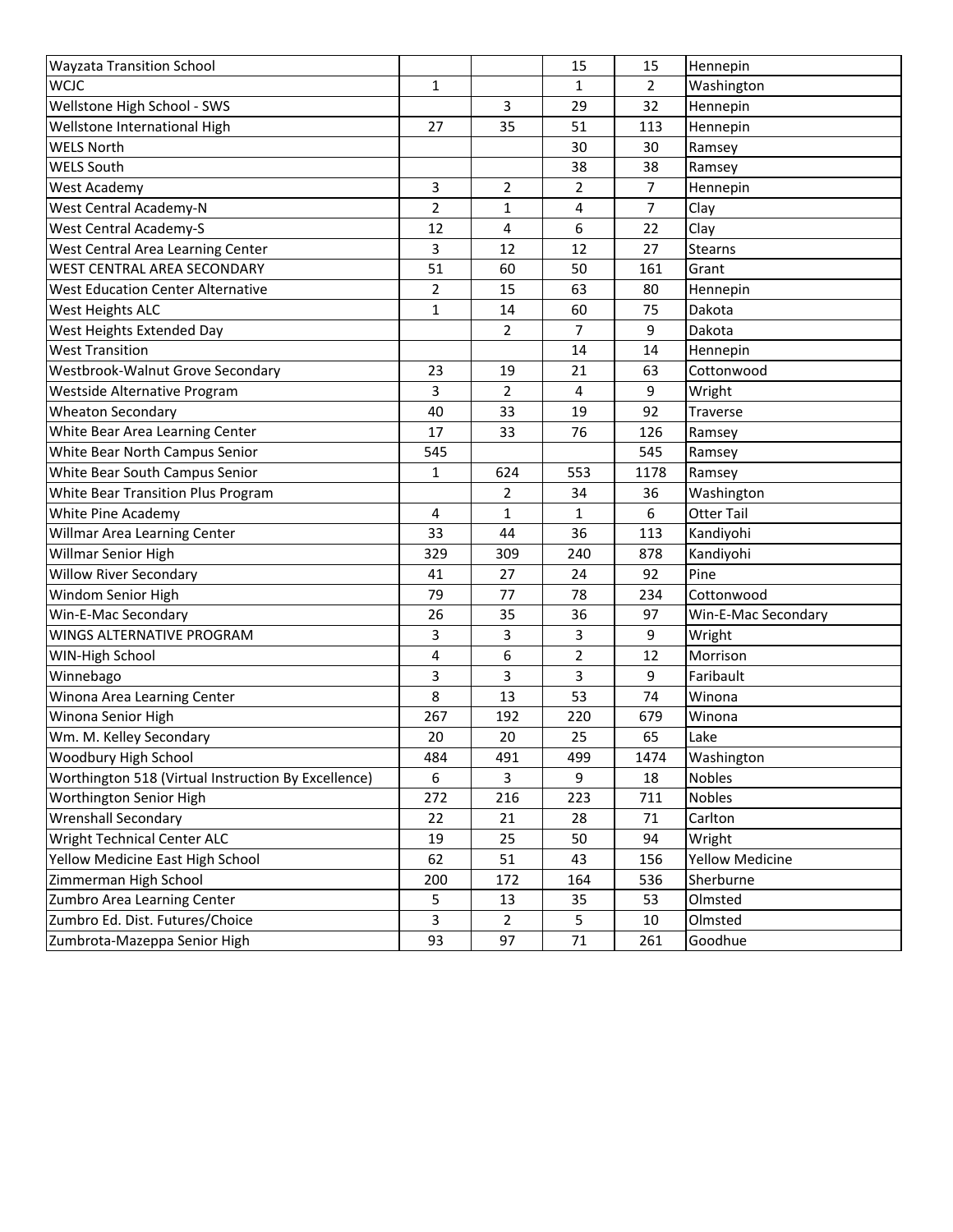| | | | | | |
|---|---|---|---|---|---|
| Wayzata Transition School | | | 15 | 15 | Hennepin |
| WCJC | 1 | | 1 | 2 | Washington |
| Wellstone High School - SWS | | 3 | 29 | 32 | Hennepin |
| Wellstone International High | 27 | 35 | 51 | 113 | Hennepin |
| WELS North | | | 30 | 30 | Ramsey |
| WELS South | | | 38 | 38 | Ramsey |
| West Academy | 3 | 2 | 2 | 7 | Hennepin |
| West Central Academy-N | 2 | 1 | 4 | 7 | Clay |
| West Central Academy-S | 12 | 4 | 6 | 22 | Clay |
| West Central Area Learning Center | 3 | 12 | 12 | 27 | Stearns |
| WEST CENTRAL AREA SECONDARY | 51 | 60 | 50 | 161 | Grant |
| West Education Center Alternative | 2 | 15 | 63 | 80 | Hennepin |
| West Heights ALC | 1 | 14 | 60 | 75 | Dakota |
| West Heights Extended Day | | 2 | 7 | 9 | Dakota |
| West Transition | | | 14 | 14 | Hennepin |
| Westbrook-Walnut Grove Secondary | 23 | 19 | 21 | 63 | Cottonwood |
| Westside Alternative Program | 3 | 2 | 4 | 9 | Wright |
| Wheaton Secondary | 40 | 33 | 19 | 92 | Traverse |
| White Bear Area Learning Center | 17 | 33 | 76 | 126 | Ramsey |
| White Bear North Campus Senior | 545 | | | 545 | Ramsey |
| White Bear South Campus Senior | 1 | 624 | 553 | 1178 | Ramsey |
| White Bear Transition Plus Program | | 2 | 34 | 36 | Washington |
| White Pine Academy | 4 | 1 | 1 | 6 | Otter Tail |
| Willmar Area Learning Center | 33 | 44 | 36 | 113 | Kandiyohi |
| Willmar Senior High | 329 | 309 | 240 | 878 | Kandiyohi |
| Willow River Secondary | 41 | 27 | 24 | 92 | Pine |
| Windom Senior High | 79 | 77 | 78 | 234 | Cottonwood |
| Win-E-Mac Secondary | 26 | 35 | 36 | 97 | Win-E-Mac Secondary |
| WINGS ALTERNATIVE PROGRAM | 3 | 3 | 3 | 9 | Wright |
| WIN-High School | 4 | 6 | 2 | 12 | Morrison |
| Winnebago | 3 | 3 | 3 | 9 | Faribault |
| Winona Area Learning Center | 8 | 13 | 53 | 74 | Winona |
| Winona Senior High | 267 | 192 | 220 | 679 | Winona |
| Wm. M. Kelley Secondary | 20 | 20 | 25 | 65 | Lake |
| Woodbury High School | 484 | 491 | 499 | 1474 | Washington |
| Worthington 518 (Virtual Instruction By Excellence) | 6 | 3 | 9 | 18 | Nobles |
| Worthington Senior High | 272 | 216 | 223 | 711 | Nobles |
| Wrenshall Secondary | 22 | 21 | 28 | 71 | Carlton |
| Wright Technical Center ALC | 19 | 25 | 50 | 94 | Wright |
| Yellow Medicine East High School | 62 | 51 | 43 | 156 | Yellow Medicine |
| Zimmerman High School | 200 | 172 | 164 | 536 | Sherburne |
| Zumbro Area Learning Center | 5 | 13 | 35 | 53 | Olmsted |
| Zumbro Ed. Dist. Futures/Choice | 3 | 2 | 5 | 10 | Olmsted |
| Zumbrota-Mazeppa Senior High | 93 | 97 | 71 | 261 | Goodhue |